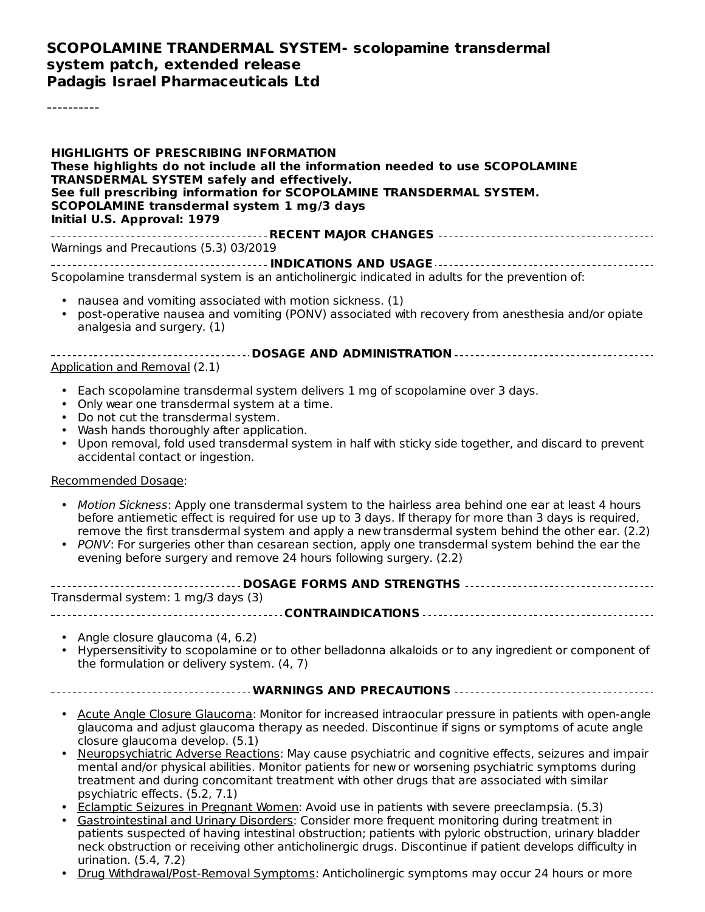# SCOPOLAMINE TRANDERMAL SYSTEM- scolopamine transdermal system patch, extended release
**Padagis Israel Pharmaceuticals Ltd**

----------

**HIGHLIGHTS OF PRESCRIBING INFORMATION**
**These highlights do not include all the information needed to use SCOPOLAMINE TRANSDERMAL SYSTEM safely and effectively.**
**See full prescribing information for SCOPOLAMINE TRANSDERMAL SYSTEM.**
**SCOPOLAMINE transdermal system 1 mg/3 days**
**Initial U.S. Approval: 1979**

## RECENT MAJOR CHANGES

Warnings and Precautions (5.3) 03/2019

## INDICATIONS AND USAGE

Scopolamine transdermal system is an anticholinergic indicated in adults for the prevention of:

- nausea and vomiting associated with motion sickness. (1)
- post-operative nausea and vomiting (PONV) associated with recovery from anesthesia and/or opiate analgesia and surgery. (1)

## DOSAGE AND ADMINISTRATION

Application and Removal (2.1)

- Each scopolamine transdermal system delivers 1 mg of scopolamine over 3 days.
- Only wear one transdermal system at a time.
- Do not cut the transdermal system.
- Wash hands thoroughly after application.
- Upon removal, fold used transdermal system in half with sticky side together, and discard to prevent accidental contact or ingestion.

Recommended Dosage:

- *Motion Sickness*: Apply one transdermal system to the hairless area behind one ear at least 4 hours before antiemetic effect is required for use up to 3 days. If therapy for more than 3 days is required, remove the first transdermal system and apply a new transdermal system behind the other ear. (2.2)
- *PONV*: For surgeries other than cesarean section, apply one transdermal system behind the ear the evening before surgery and remove 24 hours following surgery. (2.2)

## DOSAGE FORMS AND STRENGTHS

Transdermal system: 1 mg/3 days (3)

## CONTRAINDICATIONS

- Angle closure glaucoma (4, 6.2)
- Hypersensitivity to scopolamine or to other belladonna alkaloids or to any ingredient or component of the formulation or delivery system. (4, 7)

## WARNINGS AND PRECAUTIONS

- Acute Angle Closure Glaucoma: Monitor for increased intraocular pressure in patients with open-angle glaucoma and adjust glaucoma therapy as needed. Discontinue if signs or symptoms of acute angle closure glaucoma develop. (5.1)
- Neuropsychiatric Adverse Reactions: May cause psychiatric and cognitive effects, seizures and impair mental and/or physical abilities. Monitor patients for new or worsening psychiatric symptoms during treatment and during concomitant treatment with other drugs that are associated with similar psychiatric effects. (5.2, 7.1)
- Eclamptic Seizures in Pregnant Women: Avoid use in patients with severe preeclampsia. (5.3)
- Gastrointestinal and Urinary Disorders: Consider more frequent monitoring during treatment in patients suspected of having intestinal obstruction; patients with pyloric obstruction, urinary bladder neck obstruction or receiving other anticholinergic drugs. Discontinue if patient develops difficulty in urination. (5.4, 7.2)
- Drug Withdrawal/Post-Removal Symptoms: Anticholinergic symptoms may occur 24 hours or more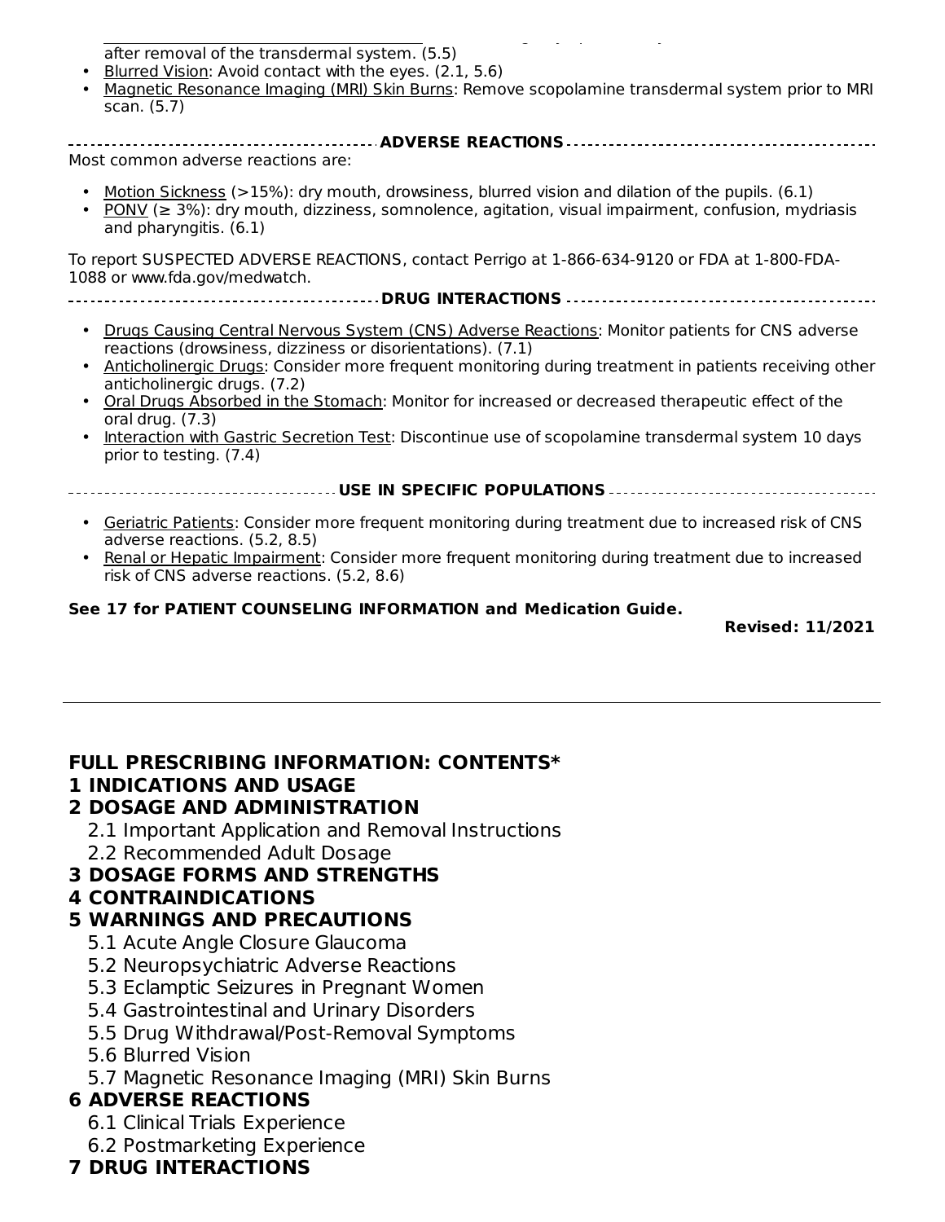after removal of the transdermal system. (5.5)

- Blurred Vision: Avoid contact with the eyes. (2.1, 5.6)
- Magnetic Resonance Imaging (MRI) Skin Burns: Remove scopolamine transdermal system prior to MRI scan. (5.7)

**ADVERSE REACTIONS**

Most common adverse reactions are:

- Motion Sickness (>15%): dry mouth, drowsiness, blurred vision and dilation of the pupils. (6.1)
- PONV (≥ 3%): dry mouth, dizziness, somnolence, agitation, visual impairment, confusion, mydriasis and pharyngitis. (6.1)

To report SUSPECTED ADVERSE REACTIONS, contact Perrigo at 1-866-634-9120 or FDA at 1-800-FDA-1088 or www.fda.gov/medwatch.

**DRUG INTERACTIONS**

- Drugs Causing Central Nervous System (CNS) Adverse Reactions: Monitor patients for CNS adverse reactions (drowsiness, dizziness or disorientations). (7.1)
- Anticholinergic Drugs: Consider more frequent monitoring during treatment in patients receiving other anticholinergic drugs. (7.2)
- Oral Drugs Absorbed in the Stomach: Monitor for increased or decreased therapeutic effect of the oral drug. (7.3)
- Interaction with Gastric Secretion Test: Discontinue use of scopolamine transdermal system 10 days prior to testing. (7.4)

**USE IN SPECIFIC POPULATIONS**

- Geriatric Patients: Consider more frequent monitoring during treatment due to increased risk of CNS adverse reactions. (5.2, 8.5)
- Renal or Hepatic Impairment: Consider more frequent monitoring during treatment due to increased risk of CNS adverse reactions. (5.2, 8.6)

**See 17 for PATIENT COUNSELING INFORMATION and Medication Guide.**

**Revised: 11/2021**

---

**FULL PRESCRIBING INFORMATION: CONTENTS***

**1 INDICATIONS AND USAGE**

**2 DOSAGE AND ADMINISTRATION**

2.1 Important Application and Removal Instructions

2.2 Recommended Adult Dosage

**3 DOSAGE FORMS AND STRENGTHS**

**4 CONTRAINDICATIONS**

**5 WARNINGS AND PRECAUTIONS**

5.1 Acute Angle Closure Glaucoma

5.2 Neuropsychiatric Adverse Reactions

5.3 Eclamptic Seizures in Pregnant Women

5.4 Gastrointestinal and Urinary Disorders

5.5 Drug Withdrawal/Post-Removal Symptoms

5.6 Blurred Vision

5.7 Magnetic Resonance Imaging (MRI) Skin Burns

**6 ADVERSE REACTIONS**

6.1 Clinical Trials Experience

6.2 Postmarketing Experience

**7 DRUG INTERACTIONS**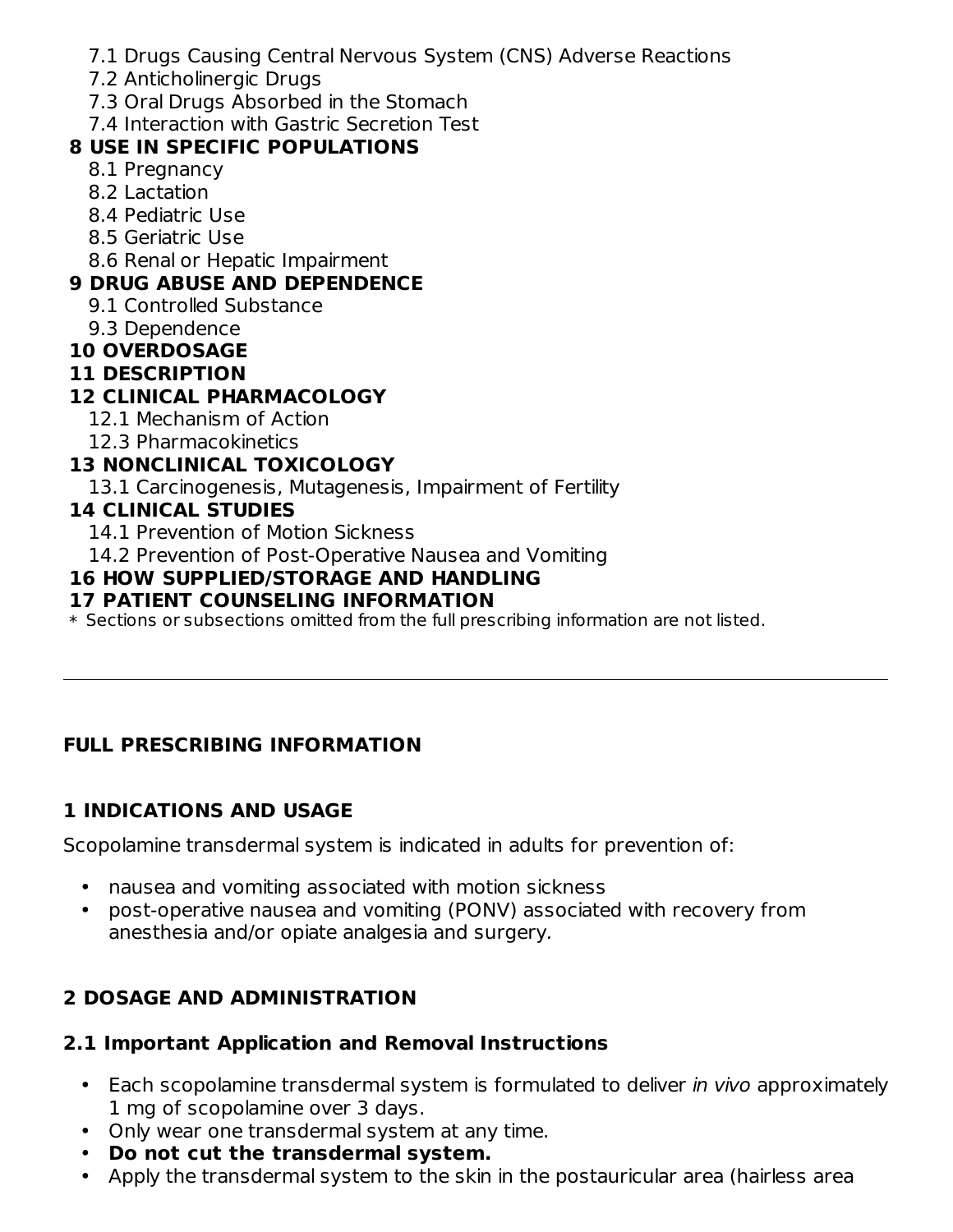- 7.1 Drugs Causing Central Nervous System (CNS) Adverse Reactions
- 7.2 Anticholinergic Drugs
- 7.3 Oral Drugs Absorbed in the Stomach
- 7.4 Interaction with Gastric Secretion Test

**8 USE IN SPECIFIC POPULATIONS**

- 8.1 Pregnancy
- 8.2 Lactation
- 8.4 Pediatric Use
- 8.5 Geriatric Use
- 8.6 Renal or Hepatic Impairment

**9 DRUG ABUSE AND DEPENDENCE**

- 9.1 Controlled Substance
- 9.3 Dependence

**10 OVERDOSAGE**

**11 DESCRIPTION**

**12 CLINICAL PHARMACOLOGY**

- 12.1 Mechanism of Action
- 12.3 Pharmacokinetics

**13 NONCLINICAL TOXICOLOGY**

- 13.1 Carcinogenesis, Mutagenesis, Impairment of Fertility

**14 CLINICAL STUDIES**

- 14.1 Prevention of Motion Sickness
- 14.2 Prevention of Post-Operative Nausea and Vomiting

**16 HOW SUPPLIED/STORAGE AND HANDLING**

**17 PATIENT COUNSELING INFORMATION**

\* Sections or subsections omitted from the full prescribing information are not listed.

---

## FULL PRESCRIBING INFORMATION

## 1 INDICATIONS AND USAGE

Scopolamine transdermal system is indicated in adults for prevention of:

- nausea and vomiting associated with motion sickness
- post-operative nausea and vomiting (PONV) associated with recovery from anesthesia and/or opiate analgesia and surgery.

## 2 DOSAGE AND ADMINISTRATION

### 2.1 Important Application and Removal Instructions

- Each scopolamine transdermal system is formulated to deliver *in vivo* approximately 1 mg of scopolamine over 3 days.
- Only wear one transdermal system at any time.
- **Do not cut the transdermal system.**
- Apply the transdermal system to the skin in the postauricular area (hairless area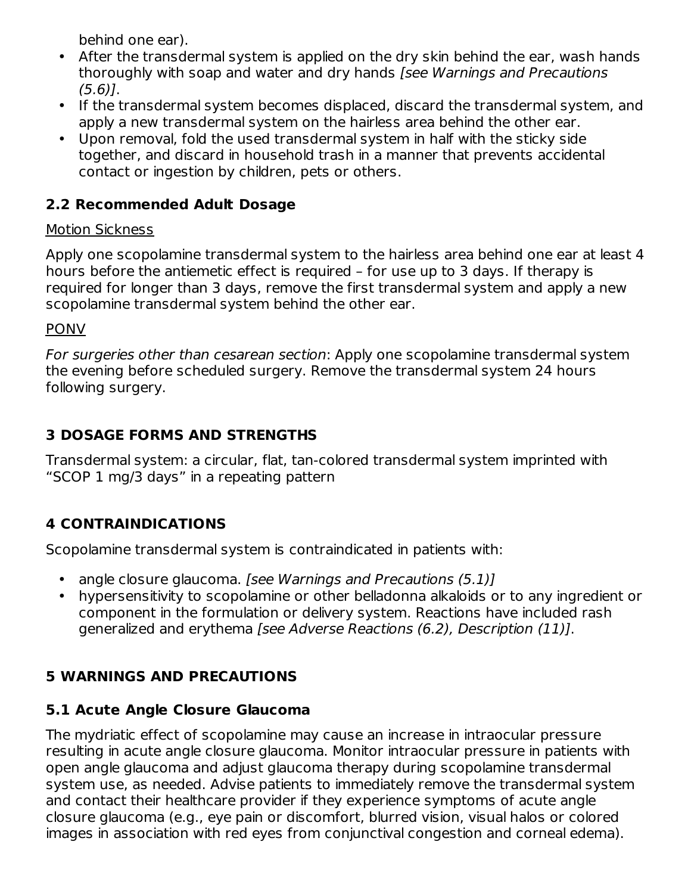behind one ear).

- After the transdermal system is applied on the dry skin behind the ear, wash hands thoroughly with soap and water and dry hands *[see Warnings and Precautions (5.6)]*.
- If the transdermal system becomes displaced, discard the transdermal system, and apply a new transdermal system on the hairless area behind the other ear.
- Upon removal, fold the used transdermal system in half with the sticky side together, and discard in household trash in a manner that prevents accidental contact or ingestion by children, pets or others.

### 2.2 Recommended Adult Dosage

Motion Sickness

Apply one scopolamine transdermal system to the hairless area behind one ear at least 4 hours before the antiemetic effect is required – for use up to 3 days. If therapy is required for longer than 3 days, remove the first transdermal system and apply a new scopolamine transdermal system behind the other ear.

PONV

*For surgeries other than cesarean section*: Apply one scopolamine transdermal system the evening before scheduled surgery. Remove the transdermal system 24 hours following surgery.

## 3 DOSAGE FORMS AND STRENGTHS

Transdermal system: a circular, flat, tan-colored transdermal system imprinted with "SCOP 1 mg/3 days" in a repeating pattern

## 4 CONTRAINDICATIONS

Scopolamine transdermal system is contraindicated in patients with:

- angle closure glaucoma. *[see Warnings and Precautions (5.1)]*
- hypersensitivity to scopolamine or other belladonna alkaloids or to any ingredient or component in the formulation or delivery system. Reactions have included rash generalized and erythema *[see Adverse Reactions (6.2), Description (11)]*.

## 5 WARNINGS AND PRECAUTIONS

### 5.1 Acute Angle Closure Glaucoma

The mydriatic effect of scopolamine may cause an increase in intraocular pressure resulting in acute angle closure glaucoma. Monitor intraocular pressure in patients with open angle glaucoma and adjust glaucoma therapy during scopolamine transdermal system use, as needed. Advise patients to immediately remove the transdermal system and contact their healthcare provider if they experience symptoms of acute angle closure glaucoma (e.g., eye pain or discomfort, blurred vision, visual halos or colored images in association with red eyes from conjunctival congestion and corneal edema).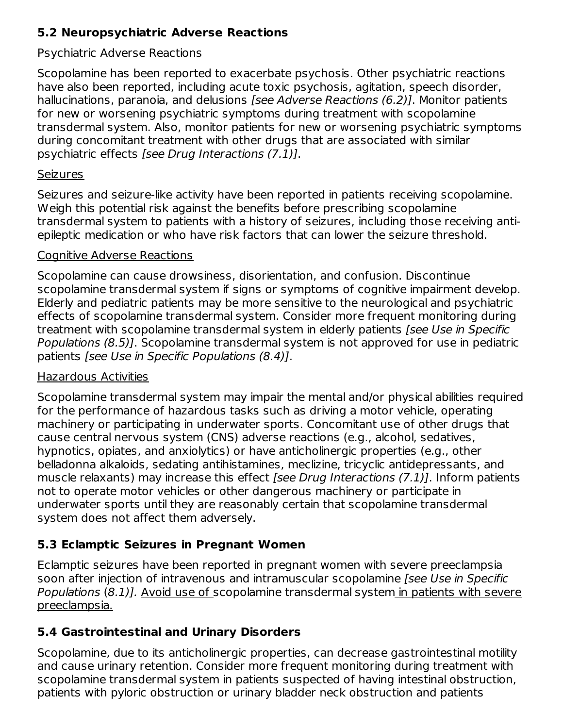### 5.2 Neuropsychiatric Adverse Reactions

Psychiatric Adverse Reactions

Scopolamine has been reported to exacerbate psychosis. Other psychiatric reactions have also been reported, including acute toxic psychosis, agitation, speech disorder, hallucinations, paranoia, and delusions *[see Adverse Reactions (6.2)]*. Monitor patients for new or worsening psychiatric symptoms during treatment with scopolamine transdermal system. Also, monitor patients for new or worsening psychiatric symptoms during concomitant treatment with other drugs that are associated with similar psychiatric effects *[see Drug Interactions (7.1)]*.

Seizures

Seizures and seizure-like activity have been reported in patients receiving scopolamine. Weigh this potential risk against the benefits before prescribing scopolamine transdermal system to patients with a history of seizures, including those receiving anti-epileptic medication or who have risk factors that can lower the seizure threshold.

Cognitive Adverse Reactions

Scopolamine can cause drowsiness, disorientation, and confusion. Discontinue scopolamine transdermal system if signs or symptoms of cognitive impairment develop. Elderly and pediatric patients may be more sensitive to the neurological and psychiatric effects of scopolamine transdermal system. Consider more frequent monitoring during treatment with scopolamine transdermal system in elderly patients *[see Use in Specific Populations (8.5)]*. Scopolamine transdermal system is not approved for use in pediatric patients *[see Use in Specific Populations (8.4)]*.

Hazardous Activities

Scopolamine transdermal system may impair the mental and/or physical abilities required for the performance of hazardous tasks such as driving a motor vehicle, operating machinery or participating in underwater sports. Concomitant use of other drugs that cause central nervous system (CNS) adverse reactions (e.g., alcohol, sedatives, hypnotics, opiates, and anxiolytics) or have anticholinergic properties (e.g., other belladonna alkaloids, sedating antihistamines, meclizine, tricyclic antidepressants, and muscle relaxants) may increase this effect *[see Drug Interactions (7.1)]*. Inform patients not to operate motor vehicles or other dangerous machinery or participate in underwater sports until they are reasonably certain that scopolamine transdermal system does not affect them adversely.

### 5.3 Eclamptic Seizures in Pregnant Women

Eclamptic seizures have been reported in pregnant women with severe preeclampsia soon after injection of intravenous and intramuscular scopolamine *[see Use in Specific Populations (8.1)]*. Avoid use of scopolamine transdermal system in patients with severe preeclampsia.

### 5.4 Gastrointestinal and Urinary Disorders

Scopolamine, due to its anticholinergic properties, can decrease gastrointestinal motility and cause urinary retention. Consider more frequent monitoring during treatment with scopolamine transdermal system in patients suspected of having intestinal obstruction, patients with pyloric obstruction or urinary bladder neck obstruction and patients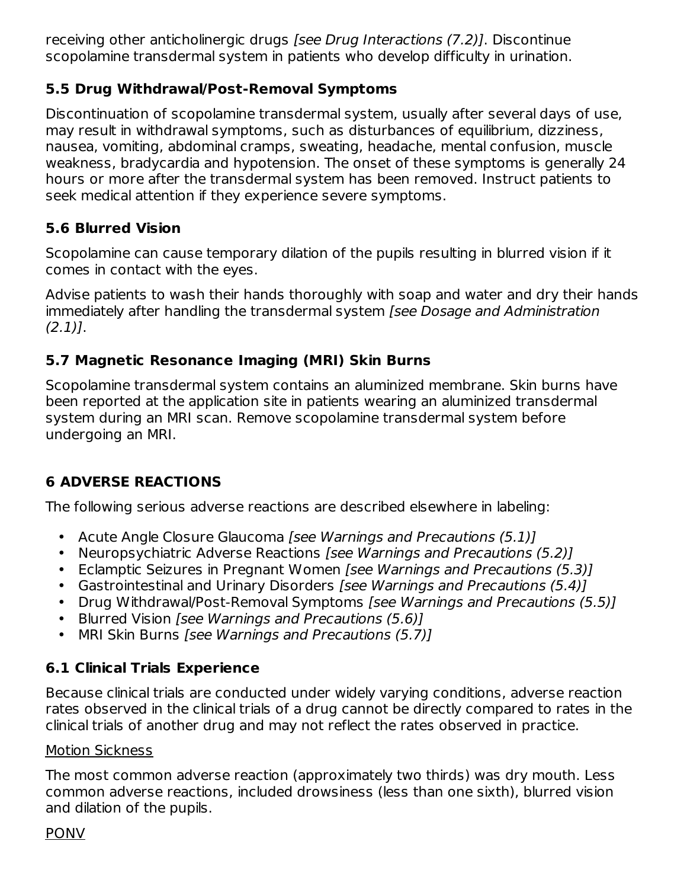receiving other anticholinergic drugs *[see Drug Interactions (7.2)]*. Discontinue scopolamine transdermal system in patients who develop difficulty in urination.

### 5.5 Drug Withdrawal/Post-Removal Symptoms

Discontinuation of scopolamine transdermal system, usually after several days of use, may result in withdrawal symptoms, such as disturbances of equilibrium, dizziness, nausea, vomiting, abdominal cramps, sweating, headache, mental confusion, muscle weakness, bradycardia and hypotension. The onset of these symptoms is generally 24 hours or more after the transdermal system has been removed. Instruct patients to seek medical attention if they experience severe symptoms.

### 5.6 Blurred Vision

Scopolamine can cause temporary dilation of the pupils resulting in blurred vision if it comes in contact with the eyes.

Advise patients to wash their hands thoroughly with soap and water and dry their hands immediately after handling the transdermal system *[see Dosage and Administration (2.1)]*.

### 5.7 Magnetic Resonance Imaging (MRI) Skin Burns

Scopolamine transdermal system contains an aluminized membrane. Skin burns have been reported at the application site in patients wearing an aluminized transdermal system during an MRI scan. Remove scopolamine transdermal system before undergoing an MRI.

## 6 ADVERSE REACTIONS

The following serious adverse reactions are described elsewhere in labeling:

- Acute Angle Closure Glaucoma *[see Warnings and Precautions (5.1)]*
- Neuropsychiatric Adverse Reactions *[see Warnings and Precautions (5.2)]*
- Eclamptic Seizures in Pregnant Women *[see Warnings and Precautions (5.3)]*
- Gastrointestinal and Urinary Disorders *[see Warnings and Precautions (5.4)]*
- Drug Withdrawal/Post-Removal Symptoms *[see Warnings and Precautions (5.5)]*
- Blurred Vision *[see Warnings and Precautions (5.6)]*
- MRI Skin Burns *[see Warnings and Precautions (5.7)]*

### 6.1 Clinical Trials Experience

Because clinical trials are conducted under widely varying conditions, adverse reaction rates observed in the clinical trials of a drug cannot be directly compared to rates in the clinical trials of another drug and may not reflect the rates observed in practice.

Motion Sickness

The most common adverse reaction (approximately two thirds) was dry mouth. Less common adverse reactions, included drowsiness (less than one sixth), blurred vision and dilation of the pupils.

PONV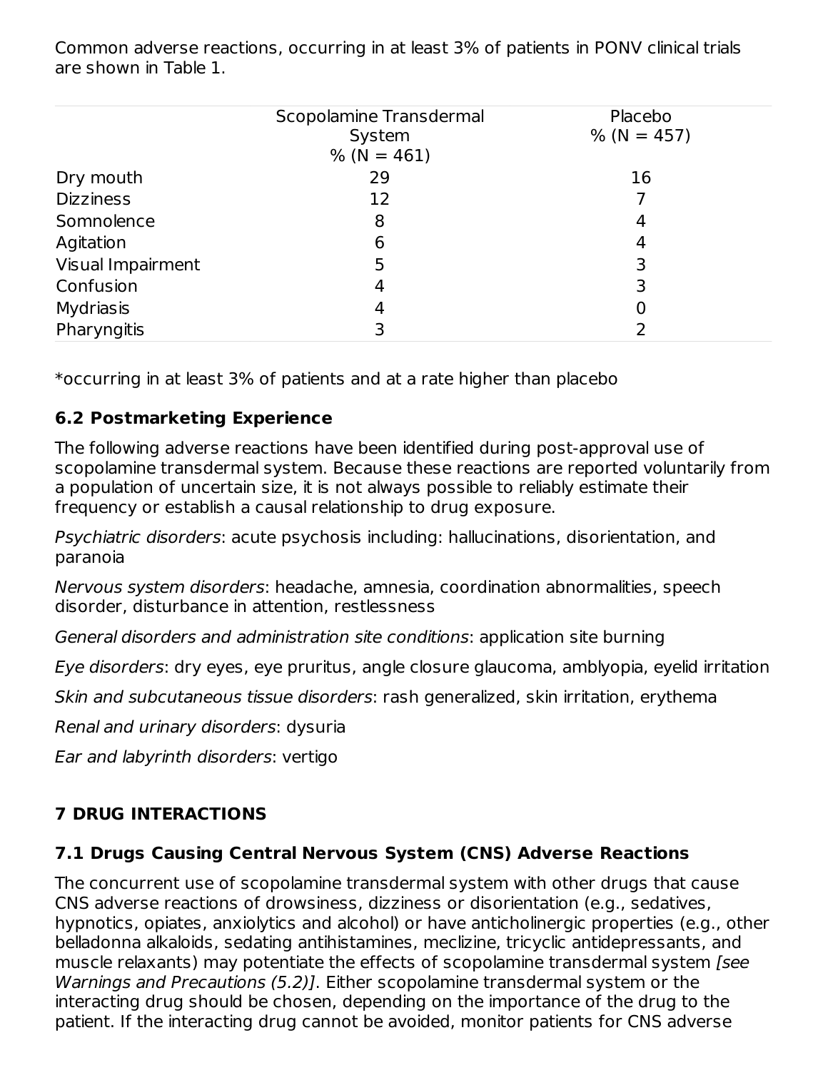Common adverse reactions, occurring in at least 3% of patients in PONV clinical trials are shown in Table 1.

| | Scopolamine Transdermal System % (N = 461) | Placebo % (N = 457) |
|---|---|---|
| Dry mouth | 29 | 16 |
| Dizziness | 12 | 7 |
| Somnolence | 8 | 4 |
| Agitation | 6 | 4 |
| Visual Impairment | 5 | 3 |
| Confusion | 4 | 3 |
| Mydriasis | 4 | 0 |
| Pharyngitis | 3 | 2 |

*occurring in at least 3% of patients and at a rate higher than placebo

### 6.2 Postmarketing Experience

The following adverse reactions have been identified during post-approval use of scopolamine transdermal system. Because these reactions are reported voluntarily from a population of uncertain size, it is not always possible to reliably estimate their frequency or establish a causal relationship to drug exposure.

*Psychiatric disorders*: acute psychosis including: hallucinations, disorientation, and paranoia

*Nervous system disorders*: headache, amnesia, coordination abnormalities, speech disorder, disturbance in attention, restlessness

*General disorders and administration site conditions*: application site burning

*Eye disorders*: dry eyes, eye pruritus, angle closure glaucoma, amblyopia, eyelid irritation

*Skin and subcutaneous tissue disorders*: rash generalized, skin irritation, erythema

*Renal and urinary disorders*: dysuria

*Ear and labyrinth disorders*: vertigo

## 7 DRUG INTERACTIONS

### 7.1 Drugs Causing Central Nervous System (CNS) Adverse Reactions

The concurrent use of scopolamine transdermal system with other drugs that cause CNS adverse reactions of drowsiness, dizziness or disorientation (e.g., sedatives, hypnotics, opiates, anxiolytics and alcohol) or have anticholinergic properties (e.g., other belladonna alkaloids, sedating antihistamines, meclizine, tricyclic antidepressants, and muscle relaxants) may potentiate the effects of scopolamine transdermal system *[see Warnings and Precautions (5.2)]*. Either scopolamine transdermal system or the interacting drug should be chosen, depending on the importance of the drug to the patient. If the interacting drug cannot be avoided, monitor patients for CNS adverse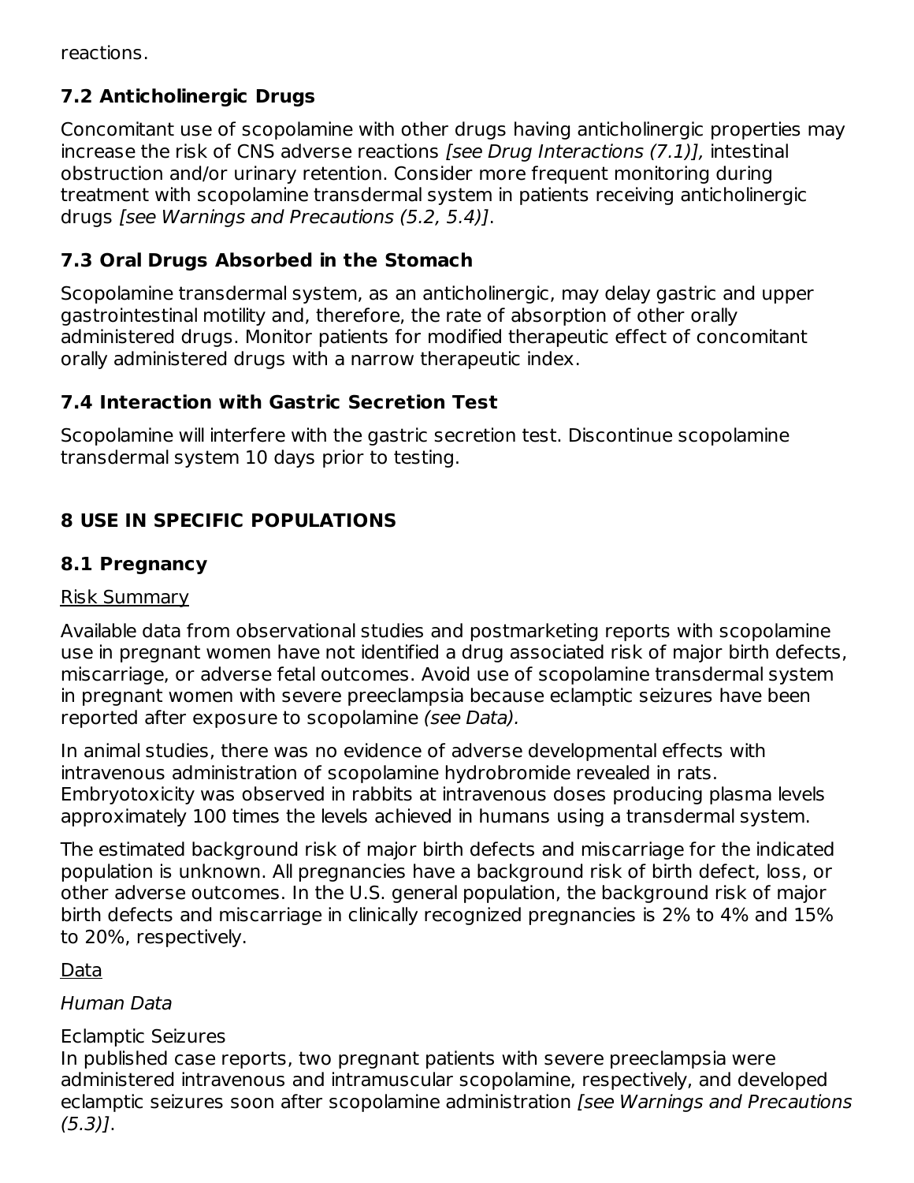reactions.

### 7.2 Anticholinergic Drugs

Concomitant use of scopolamine with other drugs having anticholinergic properties may increase the risk of CNS adverse reactions *[see Drug Interactions (7.1)],* intestinal obstruction and/or urinary retention. Consider more frequent monitoring during treatment with scopolamine transdermal system in patients receiving anticholinergic drugs *[see Warnings and Precautions (5.2, 5.4)]*.

### 7.3 Oral Drugs Absorbed in the Stomach

Scopolamine transdermal system, as an anticholinergic, may delay gastric and upper gastrointestinal motility and, therefore, the rate of absorption of other orally administered drugs. Monitor patients for modified therapeutic effect of concomitant orally administered drugs with a narrow therapeutic index.

### 7.4 Interaction with Gastric Secretion Test

Scopolamine will interfere with the gastric secretion test. Discontinue scopolamine transdermal system 10 days prior to testing.

## 8 USE IN SPECIFIC POPULATIONS

### 8.1 Pregnancy

Risk Summary

Available data from observational studies and postmarketing reports with scopolamine use in pregnant women have not identified a drug associated risk of major birth defects, miscarriage, or adverse fetal outcomes. Avoid use of scopolamine transdermal system in pregnant women with severe preeclampsia because eclamptic seizures have been reported after exposure to scopolamine *(see Data).*

In animal studies, there was no evidence of adverse developmental effects with intravenous administration of scopolamine hydrobromide revealed in rats. Embryotoxicity was observed in rabbits at intravenous doses producing plasma levels approximately 100 times the levels achieved in humans using a transdermal system.

The estimated background risk of major birth defects and miscarriage for the indicated population is unknown. All pregnancies have a background risk of birth defect, loss, or other adverse outcomes. In the U.S. general population, the background risk of major birth defects and miscarriage in clinically recognized pregnancies is 2% to 4% and 15% to 20%, respectively.

Data

*Human Data*

Eclamptic Seizures
In published case reports, two pregnant patients with severe preeclampsia were administered intravenous and intramuscular scopolamine, respectively, and developed eclamptic seizures soon after scopolamine administration *[see Warnings and Precautions (5.3)]*.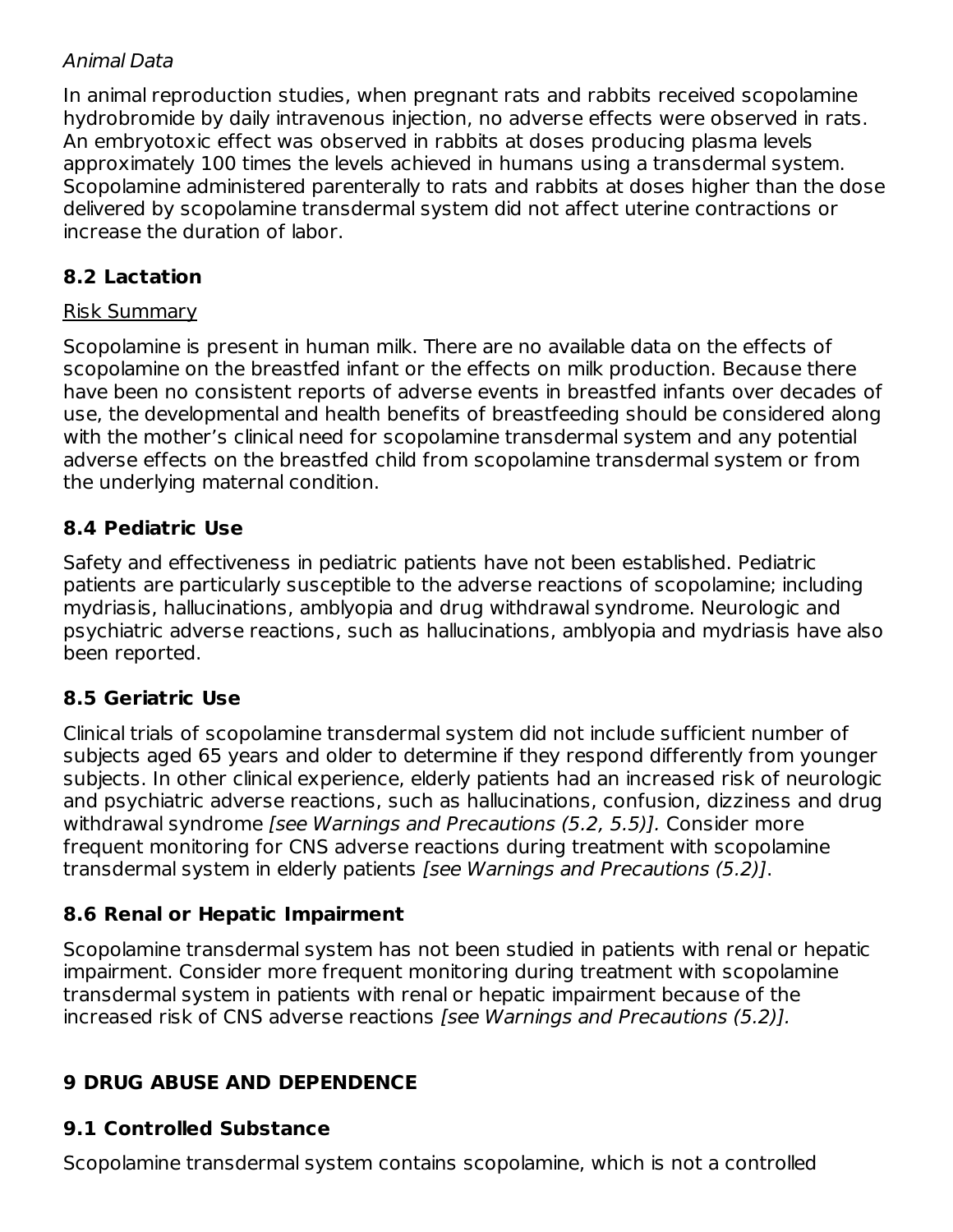*Animal Data*

In animal reproduction studies, when pregnant rats and rabbits received scopolamine hydrobromide by daily intravenous injection, no adverse effects were observed in rats. An embryotoxic effect was observed in rabbits at doses producing plasma levels approximately 100 times the levels achieved in humans using a transdermal system. Scopolamine administered parenterally to rats and rabbits at doses higher than the dose delivered by scopolamine transdermal system did not affect uterine contractions or increase the duration of labor.

### 8.2 Lactation

Risk Summary

Scopolamine is present in human milk. There are no available data on the effects of scopolamine on the breastfed infant or the effects on milk production. Because there have been no consistent reports of adverse events in breastfed infants over decades of use, the developmental and health benefits of breastfeeding should be considered along with the mother's clinical need for scopolamine transdermal system and any potential adverse effects on the breastfed child from scopolamine transdermal system or from the underlying maternal condition.

### 8.4 Pediatric Use

Safety and effectiveness in pediatric patients have not been established. Pediatric patients are particularly susceptible to the adverse reactions of scopolamine; including mydriasis, hallucinations, amblyopia and drug withdrawal syndrome. Neurologic and psychiatric adverse reactions, such as hallucinations, amblyopia and mydriasis have also been reported.

### 8.5 Geriatric Use

Clinical trials of scopolamine transdermal system did not include sufficient number of subjects aged 65 years and older to determine if they respond differently from younger subjects. In other clinical experience, elderly patients had an increased risk of neurologic and psychiatric adverse reactions, such as hallucinations, confusion, dizziness and drug withdrawal syndrome *[see Warnings and Precautions (5.2, 5.5)].* Consider more frequent monitoring for CNS adverse reactions during treatment with scopolamine transdermal system in elderly patients *[see Warnings and Precautions (5.2)]*.

### 8.6 Renal or Hepatic Impairment

Scopolamine transdermal system has not been studied in patients with renal or hepatic impairment. Consider more frequent monitoring during treatment with scopolamine transdermal system in patients with renal or hepatic impairment because of the increased risk of CNS adverse reactions *[see Warnings and Precautions (5.2)].*

## 9 DRUG ABUSE AND DEPENDENCE

### 9.1 Controlled Substance

Scopolamine transdermal system contains scopolamine, which is not a controlled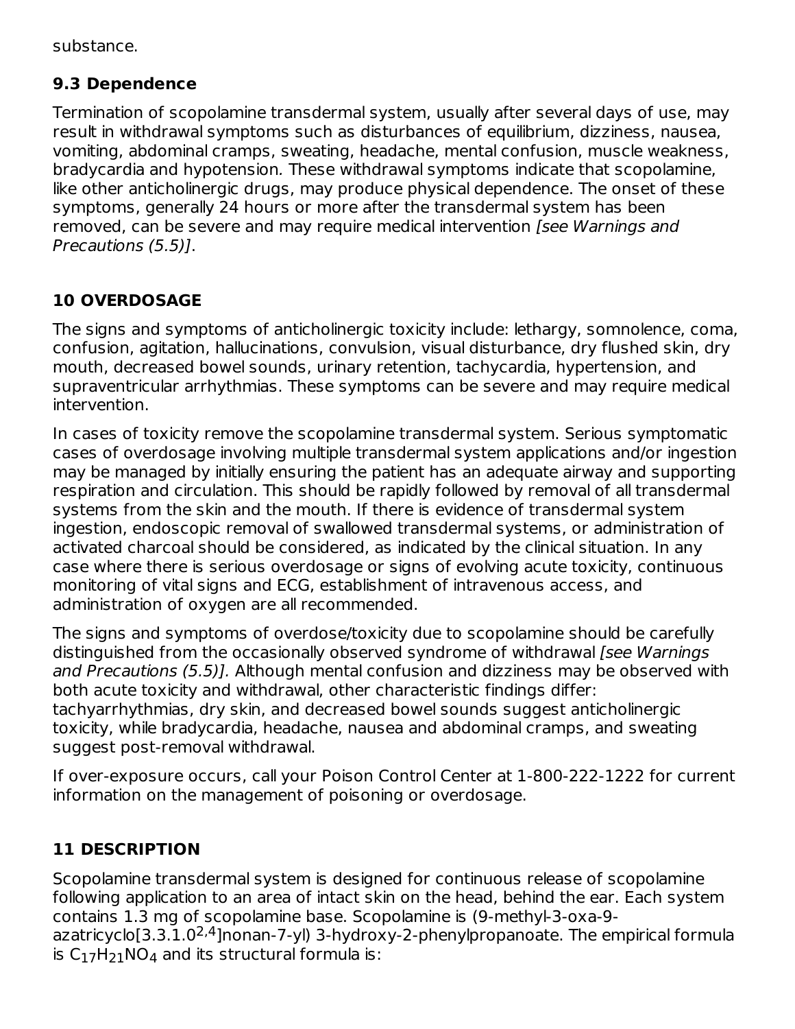substance.

### 9.3 Dependence

Termination of scopolamine transdermal system, usually after several days of use, may result in withdrawal symptoms such as disturbances of equilibrium, dizziness, nausea, vomiting, abdominal cramps, sweating, headache, mental confusion, muscle weakness, bradycardia and hypotension. These withdrawal symptoms indicate that scopolamine, like other anticholinergic drugs, may produce physical dependence. The onset of these symptoms, generally 24 hours or more after the transdermal system has been removed, can be severe and may require medical intervention *[see Warnings and Precautions (5.5)]*.

## 10 OVERDOSAGE

The signs and symptoms of anticholinergic toxicity include: lethargy, somnolence, coma, confusion, agitation, hallucinations, convulsion, visual disturbance, dry flushed skin, dry mouth, decreased bowel sounds, urinary retention, tachycardia, hypertension, and supraventricular arrhythmias. These symptoms can be severe and may require medical intervention.

In cases of toxicity remove the scopolamine transdermal system. Serious symptomatic cases of overdosage involving multiple transdermal system applications and/or ingestion may be managed by initially ensuring the patient has an adequate airway and supporting respiration and circulation. This should be rapidly followed by removal of all transdermal systems from the skin and the mouth. If there is evidence of transdermal system ingestion, endoscopic removal of swallowed transdermal systems, or administration of activated charcoal should be considered, as indicated by the clinical situation. In any case where there is serious overdosage or signs of evolving acute toxicity, continuous monitoring of vital signs and ECG, establishment of intravenous access, and administration of oxygen are all recommended.

The signs and symptoms of overdose/toxicity due to scopolamine should be carefully distinguished from the occasionally observed syndrome of withdrawal *[see Warnings and Precautions (5.5)]*. Although mental confusion and dizziness may be observed with both acute toxicity and withdrawal, other characteristic findings differ: tachyarrhythmias, dry skin, and decreased bowel sounds suggest anticholinergic toxicity, while bradycardia, headache, nausea and abdominal cramps, and sweating suggest post-removal withdrawal.

If over-exposure occurs, call your Poison Control Center at 1-800-222-1222 for current information on the management of poisoning or overdosage.

## 11 DESCRIPTION

Scopolamine transdermal system is designed for continuous release of scopolamine following application to an area of intact skin on the head, behind the ear. Each system contains 1.3 mg of scopolamine base. Scopolamine is (9-methyl-3-oxa-9-azatricyclo[3.3.1.$0^{2,4}$]nonan-7-yl) 3-hydroxy-2-phenylpropanoate. The empirical formula is $C_{17}H_{21}NO_4$ and its structural formula is: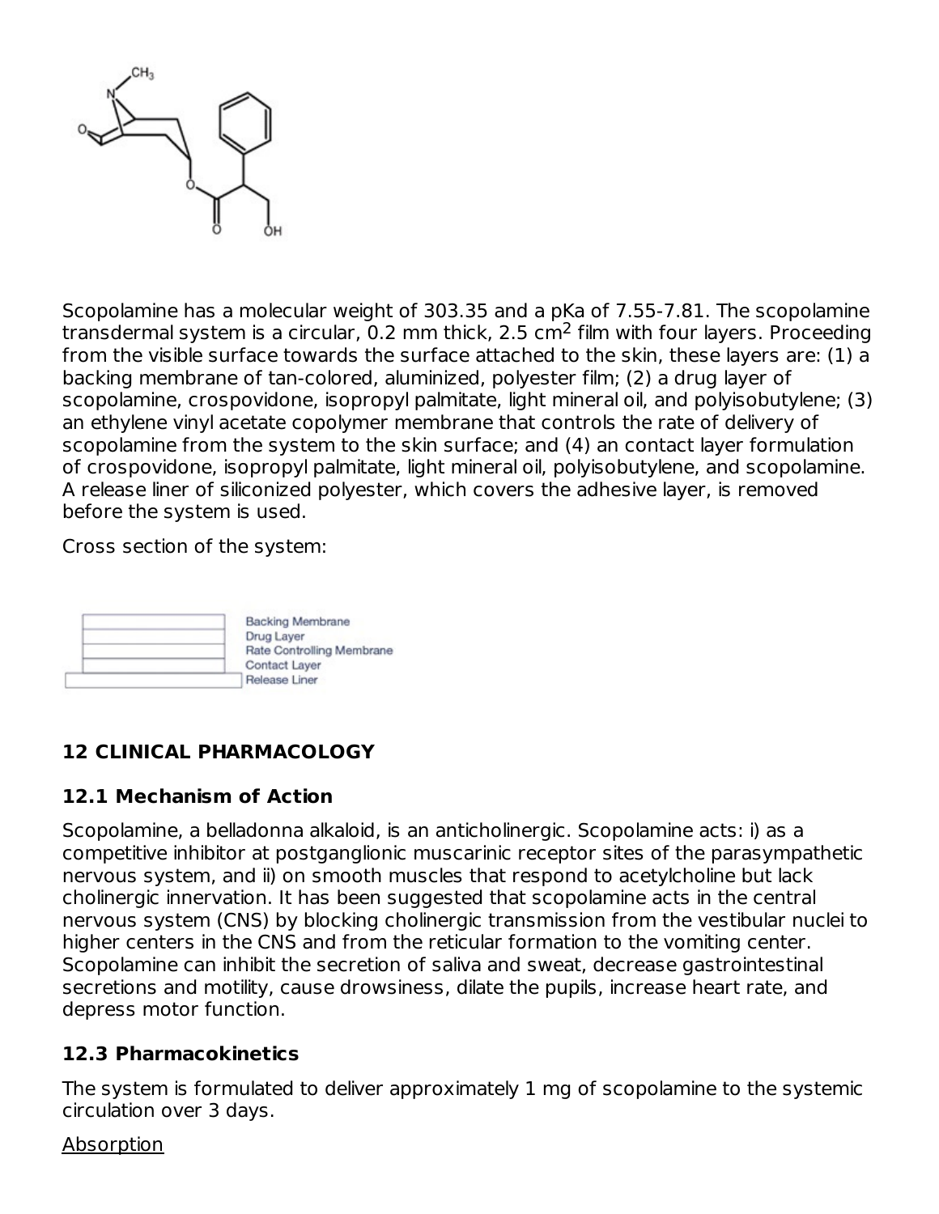Scopolamine has a molecular weight of 303.35 and a pKa of 7.55-7.81. The scopolamine transdermal system is a circular, 0.2 mm thick, 2.5 $cm^2$ film with four layers. Proceeding from the visible surface towards the surface attached to the skin, these layers are: (1) a backing membrane of tan-colored, aluminized, polyester film; (2) a drug layer of scopolamine, crospovidone, isopropyl palmitate, light mineral oil, and polyisobutylene; (3) an ethylene vinyl acetate copolymer membrane that controls the rate of delivery of scopolamine from the system to the skin surface; and (4) an contact layer formulation of crospovidone, isopropyl palmitate, light mineral oil, polyisobutylene, and scopolamine. A release liner of siliconized polyester, which covers the adhesive layer, is removed before the system is used.

Cross section of the system:

Backing Membrane
Drug Layer
Rate Controlling Membrane
Contact Layer
Release Liner

## 12 CLINICAL PHARMACOLOGY

### 12.1 Mechanism of Action

Scopolamine, a belladonna alkaloid, is an anticholinergic. Scopolamine acts: i) as a competitive inhibitor at postganglionic muscarinic receptor sites of the parasympathetic nervous system, and ii) on smooth muscles that respond to acetylcholine but lack cholinergic innervation. It has been suggested that scopolamine acts in the central nervous system (CNS) by blocking cholinergic transmission from the vestibular nuclei to higher centers in the CNS and from the reticular formation to the vomiting center. Scopolamine can inhibit the secretion of saliva and sweat, decrease gastrointestinal secretions and motility, cause drowsiness, dilate the pupils, increase heart rate, and depress motor function.

### 12.3 Pharmacokinetics

The system is formulated to deliver approximately 1 mg of scopolamine to the systemic circulation over 3 days.

Absorption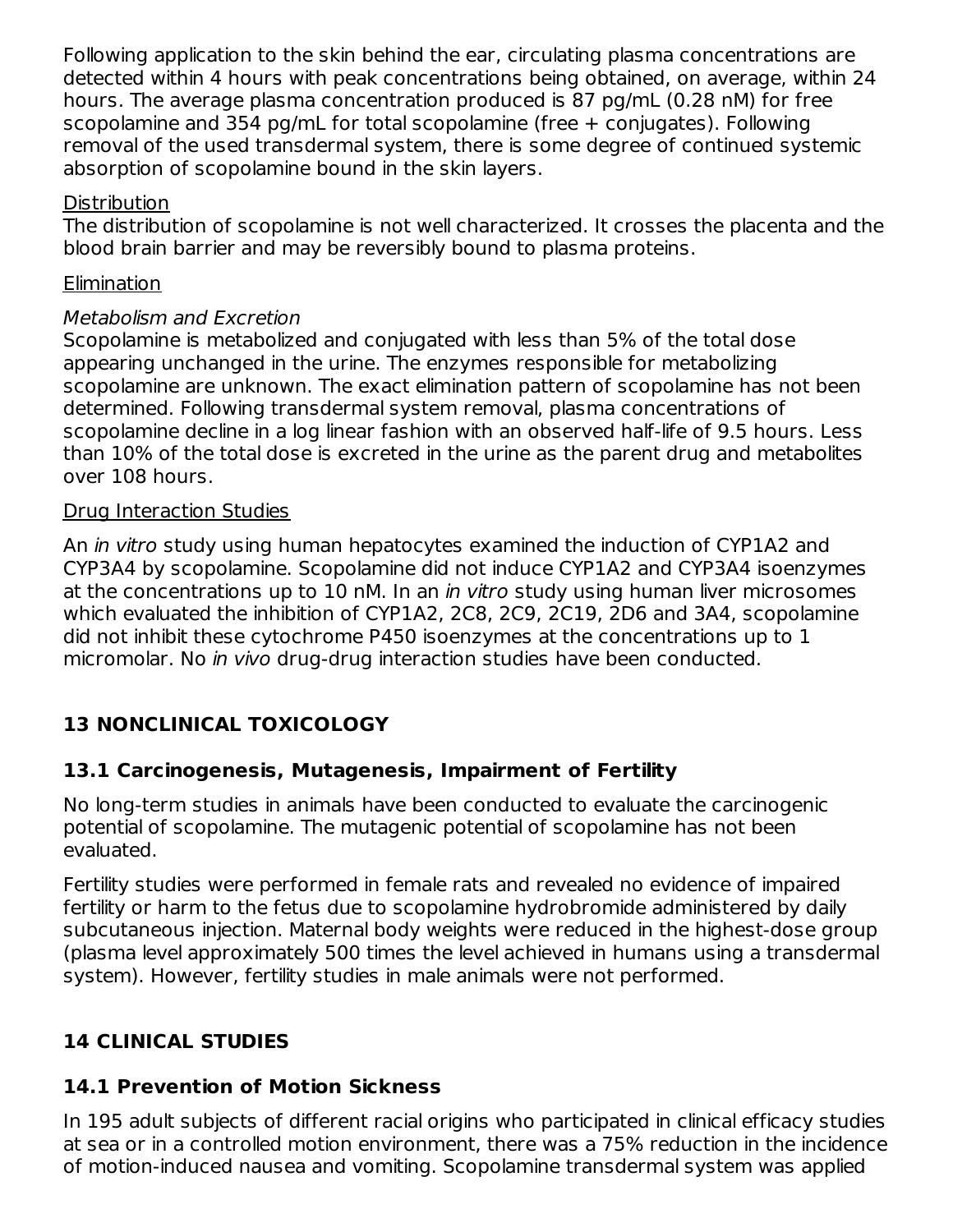Following application to the skin behind the ear, circulating plasma concentrations are detected within 4 hours with peak concentrations being obtained, on average, within 24 hours. The average plasma concentration produced is 87 pg/mL (0.28 nM) for free scopolamine and 354 pg/mL for total scopolamine (free + conjugates). Following removal of the used transdermal system, there is some degree of continued systemic absorption of scopolamine bound in the skin layers.

Distribution

The distribution of scopolamine is not well characterized. It crosses the placenta and the blood brain barrier and may be reversibly bound to plasma proteins.

Elimination

*Metabolism and Excretion*

Scopolamine is metabolized and conjugated with less than 5% of the total dose appearing unchanged in the urine. The enzymes responsible for metabolizing scopolamine are unknown. The exact elimination pattern of scopolamine has not been determined. Following transdermal system removal, plasma concentrations of scopolamine decline in a log linear fashion with an observed half-life of 9.5 hours. Less than 10% of the total dose is excreted in the urine as the parent drug and metabolites over 108 hours.

Drug Interaction Studies

An *in vitro* study using human hepatocytes examined the induction of CYP1A2 and CYP3A4 by scopolamine. Scopolamine did not induce CYP1A2 and CYP3A4 isoenzymes at the concentrations up to 10 nM. In an *in vitro* study using human liver microsomes which evaluated the inhibition of CYP1A2, 2C8, 2C9, 2C19, 2D6 and 3A4, scopolamine did not inhibit these cytochrome P450 isoenzymes at the concentrations up to 1 micromolar. No *in vivo* drug-drug interaction studies have been conducted.

## 13 NONCLINICAL TOXICOLOGY

### 13.1 Carcinogenesis, Mutagenesis, Impairment of Fertility

No long-term studies in animals have been conducted to evaluate the carcinogenic potential of scopolamine. The mutagenic potential of scopolamine has not been evaluated.

Fertility studies were performed in female rats and revealed no evidence of impaired fertility or harm to the fetus due to scopolamine hydrobromide administered by daily subcutaneous injection. Maternal body weights were reduced in the highest-dose group (plasma level approximately 500 times the level achieved in humans using a transdermal system). However, fertility studies in male animals were not performed.

## 14 CLINICAL STUDIES

### 14.1 Prevention of Motion Sickness

In 195 adult subjects of different racial origins who participated in clinical efficacy studies at sea or in a controlled motion environment, there was a 75% reduction in the incidence of motion-induced nausea and vomiting. Scopolamine transdermal system was applied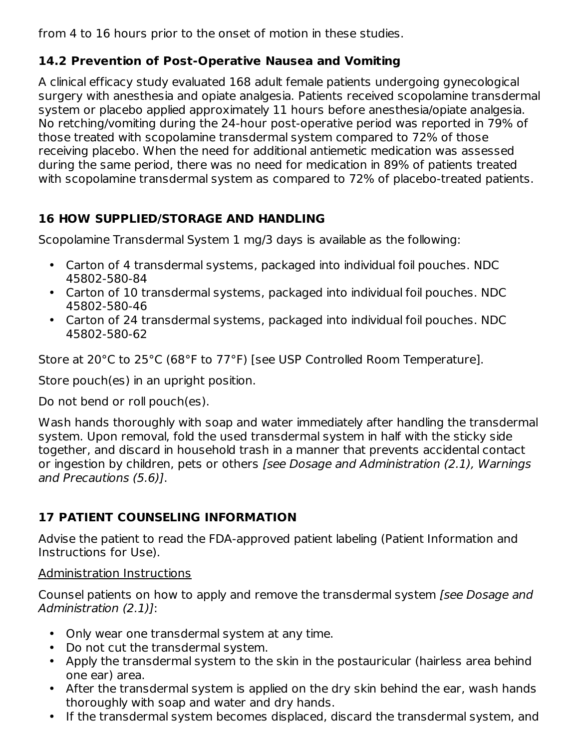from 4 to 16 hours prior to the onset of motion in these studies.

### 14.2 Prevention of Post-Operative Nausea and Vomiting

A clinical efficacy study evaluated 168 adult female patients undergoing gynecological surgery with anesthesia and opiate analgesia. Patients received scopolamine transdermal system or placebo applied approximately 11 hours before anesthesia/opiate analgesia. No retching/vomiting during the 24-hour post-operative period was reported in 79% of those treated with scopolamine transdermal system compared to 72% of those receiving placebo. When the need for additional antiemetic medication was assessed during the same period, there was no need for medication in 89% of patients treated with scopolamine transdermal system as compared to 72% of placebo-treated patients.

## 16 HOW SUPPLIED/STORAGE AND HANDLING

Scopolamine Transdermal System 1 mg/3 days is available as the following:

- Carton of 4 transdermal systems, packaged into individual foil pouches. NDC 45802-580-84
- Carton of 10 transdermal systems, packaged into individual foil pouches. NDC 45802-580-46
- Carton of 24 transdermal systems, packaged into individual foil pouches. NDC 45802-580-62

Store at 20°C to 25°C (68°F to 77°F) [see USP Controlled Room Temperature].

Store pouch(es) in an upright position.

Do not bend or roll pouch(es).

Wash hands thoroughly with soap and water immediately after handling the transdermal system. Upon removal, fold the used transdermal system in half with the sticky side together, and discard in household trash in a manner that prevents accidental contact or ingestion by children, pets or others *[see Dosage and Administration (2.1), Warnings and Precautions (5.6)]*.

## 17 PATIENT COUNSELING INFORMATION

Advise the patient to read the FDA-approved patient labeling (Patient Information and Instructions for Use).

<u>Administration Instructions</u>

Counsel patients on how to apply and remove the transdermal system *[see Dosage and Administration (2.1)]*:

- Only wear one transdermal system at any time.
- Do not cut the transdermal system.
- Apply the transdermal system to the skin in the postauricular (hairless area behind one ear) area.
- After the transdermal system is applied on the dry skin behind the ear, wash hands thoroughly with soap and water and dry hands.
- If the transdermal system becomes displaced, discard the transdermal system, and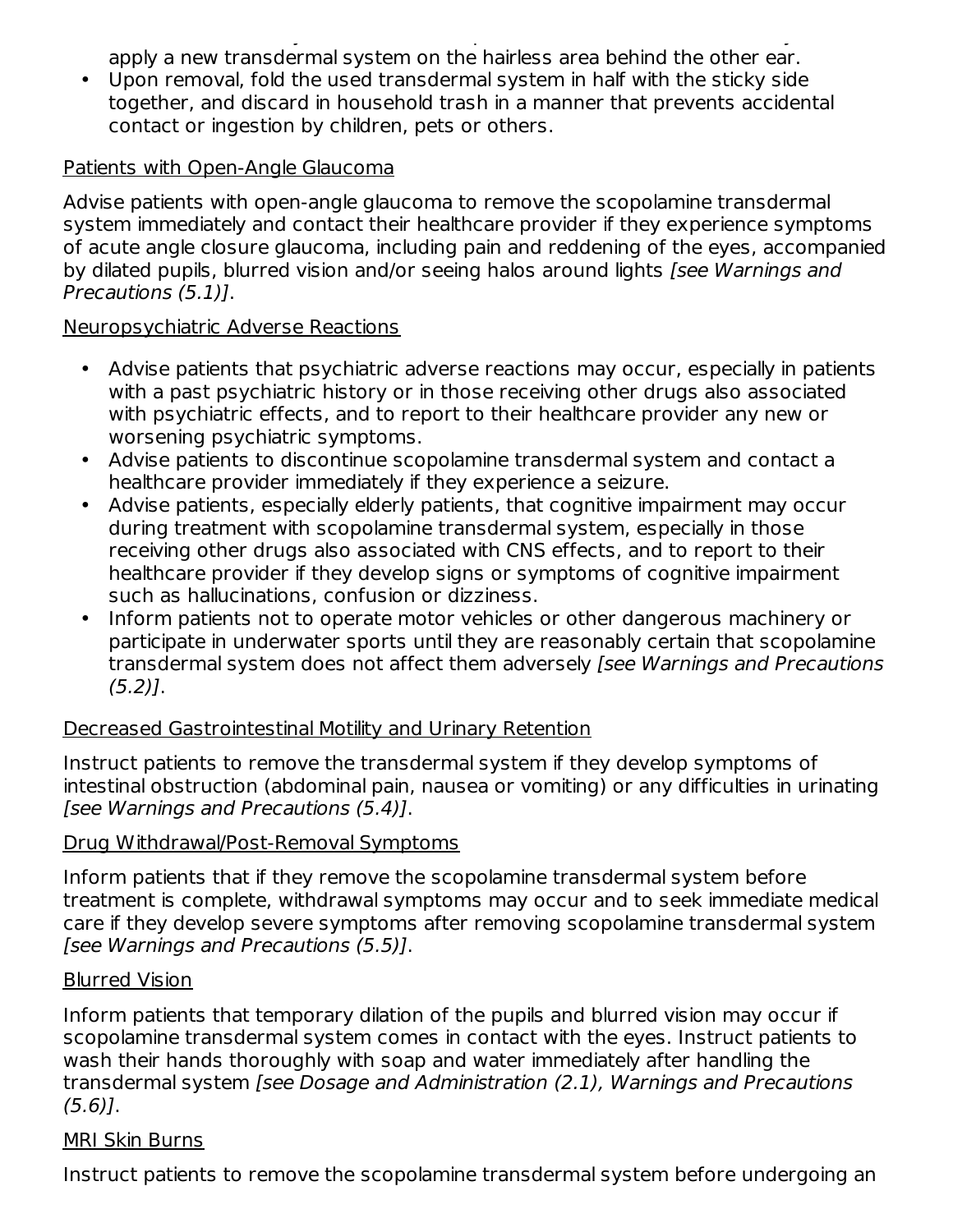apply a new transdermal system on the hairless area behind the other ear.

- Upon removal, fold the used transdermal system in half with the sticky side together, and discard in household trash in a manner that prevents accidental contact or ingestion by children, pets or others.

Patients with Open-Angle Glaucoma

Advise patients with open-angle glaucoma to remove the scopolamine transdermal system immediately and contact their healthcare provider if they experience symptoms of acute angle closure glaucoma, including pain and reddening of the eyes, accompanied by dilated pupils, blurred vision and/or seeing halos around lights *[see Warnings and Precautions (5.1)]*.

Neuropsychiatric Adverse Reactions

- Advise patients that psychiatric adverse reactions may occur, especially in patients with a past psychiatric history or in those receiving other drugs also associated with psychiatric effects, and to report to their healthcare provider any new or worsening psychiatric symptoms.
- Advise patients to discontinue scopolamine transdermal system and contact a healthcare provider immediately if they experience a seizure.
- Advise patients, especially elderly patients, that cognitive impairment may occur during treatment with scopolamine transdermal system, especially in those receiving other drugs also associated with CNS effects, and to report to their healthcare provider if they develop signs or symptoms of cognitive impairment such as hallucinations, confusion or dizziness.
- Inform patients not to operate motor vehicles or other dangerous machinery or participate in underwater sports until they are reasonably certain that scopolamine transdermal system does not affect them adversely *[see Warnings and Precautions (5.2)]*.

Decreased Gastrointestinal Motility and Urinary Retention

Instruct patients to remove the transdermal system if they develop symptoms of intestinal obstruction (abdominal pain, nausea or vomiting) or any difficulties in urinating *[see Warnings and Precautions (5.4)]*.

Drug Withdrawal/Post-Removal Symptoms

Inform patients that if they remove the scopolamine transdermal system before treatment is complete, withdrawal symptoms may occur and to seek immediate medical care if they develop severe symptoms after removing scopolamine transdermal system *[see Warnings and Precautions (5.5)]*.

Blurred Vision

Inform patients that temporary dilation of the pupils and blurred vision may occur if scopolamine transdermal system comes in contact with the eyes. Instruct patients to wash their hands thoroughly with soap and water immediately after handling the transdermal system *[see Dosage and Administration (2.1), Warnings and Precautions (5.6)]*.

MRI Skin Burns

Instruct patients to remove the scopolamine transdermal system before undergoing an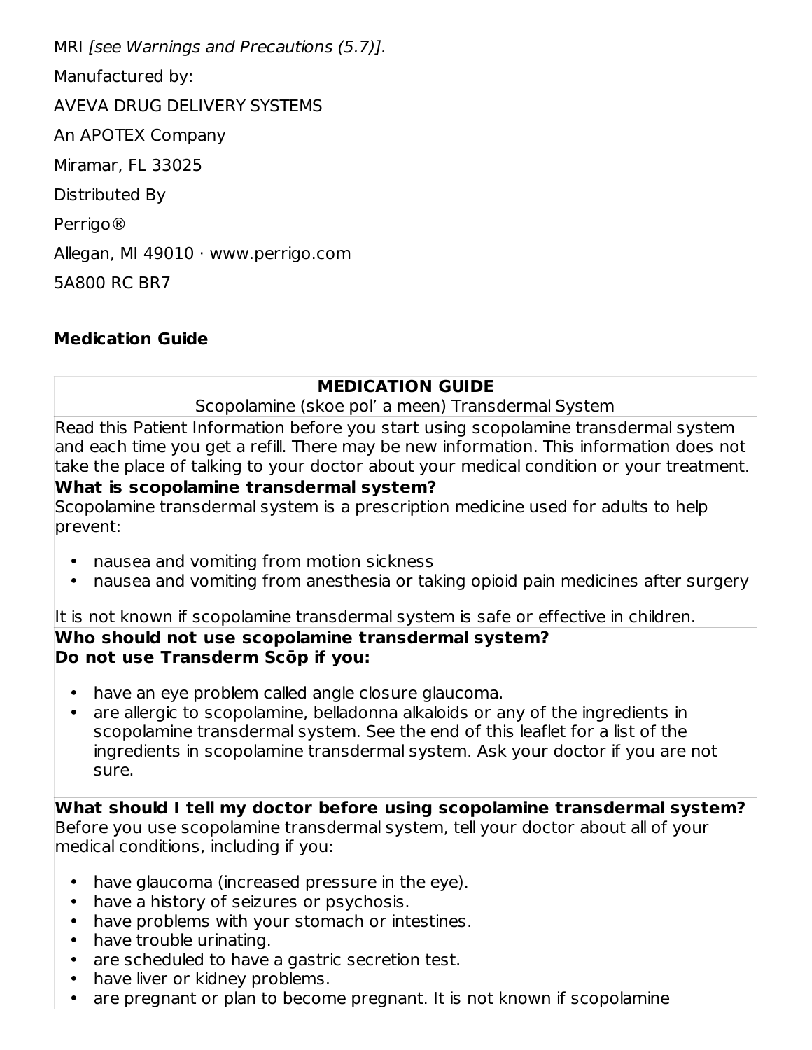MRI *[see Warnings and Precautions (5.7)].*

Manufactured by:

AVEVA DRUG DELIVERY SYSTEMS

An APOTEX Company

Miramar, FL 33025

Distributed By

Perrigo®

Allegan, MI 49010 · www.perrigo.com

5A800 RC BR7

## Medication Guide

**MEDICATION GUIDE**

Scopolamine (skoe pol' a meen) Transdermal System

Read this Patient Information before you start using scopolamine transdermal system and each time you get a refill. There may be new information. This information does not take the place of talking to your doctor about your medical condition or your treatment.

**What is scopolamine transdermal system?**

Scopolamine transdermal system is a prescription medicine used for adults to help prevent:

- nausea and vomiting from motion sickness
- nausea and vomiting from anesthesia or taking opioid pain medicines after surgery

It is not known if scopolamine transdermal system is safe or effective in children.

**Who should not use scopolamine transdermal system?**
**Do not use Transderm Scōp if you:**

- have an eye problem called angle closure glaucoma.
- are allergic to scopolamine, belladonna alkaloids or any of the ingredients in scopolamine transdermal system. See the end of this leaflet for a list of the ingredients in scopolamine transdermal system. Ask your doctor if you are not sure.

**What should I tell my doctor before using scopolamine transdermal system?**

Before you use scopolamine transdermal system, tell your doctor about all of your medical conditions, including if you:

- have glaucoma (increased pressure in the eye).
- have a history of seizures or psychosis.
- have problems with your stomach or intestines.
- have trouble urinating.
- are scheduled to have a gastric secretion test.
- have liver or kidney problems.
- are pregnant or plan to become pregnant. It is not known if scopolamine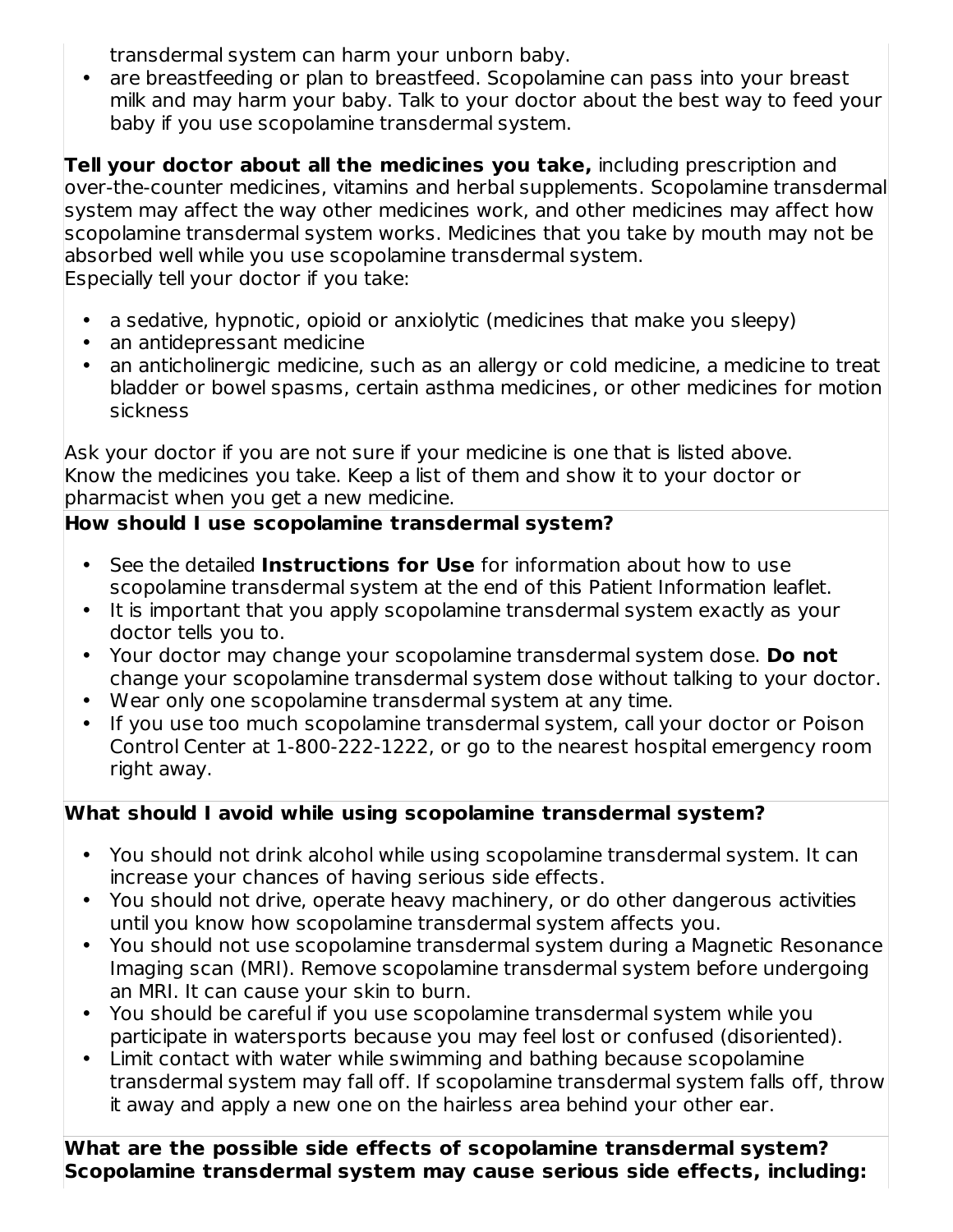transdermal system can harm your unborn baby.
- are breastfeeding or plan to breastfeed. Scopolamine can pass into your breast milk and may harm your baby. Talk to your doctor about the best way to feed your baby if you use scopolamine transdermal system.

**Tell your doctor about all the medicines you take,** including prescription and over-the-counter medicines, vitamins and herbal supplements. Scopolamine transdermal system may affect the way other medicines work, and other medicines may affect how scopolamine transdermal system works. Medicines that you take by mouth may not be absorbed well while you use scopolamine transdermal system.
Especially tell your doctor if you take:

- a sedative, hypnotic, opioid or anxiolytic (medicines that make you sleepy)
- an antidepressant medicine
- an anticholinergic medicine, such as an allergy or cold medicine, a medicine to treat bladder or bowel spasms, certain asthma medicines, or other medicines for motion sickness

Ask your doctor if you are not sure if your medicine is one that is listed above.
Know the medicines you take. Keep a list of them and show it to your doctor or pharmacist when you get a new medicine.

**How should I use scopolamine transdermal system?**

- See the detailed **Instructions for Use** for information about how to use scopolamine transdermal system at the end of this Patient Information leaflet.
- It is important that you apply scopolamine transdermal system exactly as your doctor tells you to.
- Your doctor may change your scopolamine transdermal system dose. **Do not** change your scopolamine transdermal system dose without talking to your doctor.
- Wear only one scopolamine transdermal system at any time.
- If you use too much scopolamine transdermal system, call your doctor or Poison Control Center at 1-800-222-1222, or go to the nearest hospital emergency room right away.

**What should I avoid while using scopolamine transdermal system?**

- You should not drink alcohol while using scopolamine transdermal system. It can increase your chances of having serious side effects.
- You should not drive, operate heavy machinery, or do other dangerous activities until you know how scopolamine transdermal system affects you.
- You should not use scopolamine transdermal system during a Magnetic Resonance Imaging scan (MRI). Remove scopolamine transdermal system before undergoing an MRI. It can cause your skin to burn.
- You should be careful if you use scopolamine transdermal system while you participate in watersports because you may feel lost or confused (disoriented).
- Limit contact with water while swimming and bathing because scopolamine transdermal system may fall off. If scopolamine transdermal system falls off, throw it away and apply a new one on the hairless area behind your other ear.

**What are the possible side effects of scopolamine transdermal system?**
**Scopolamine transdermal system may cause serious side effects, including:**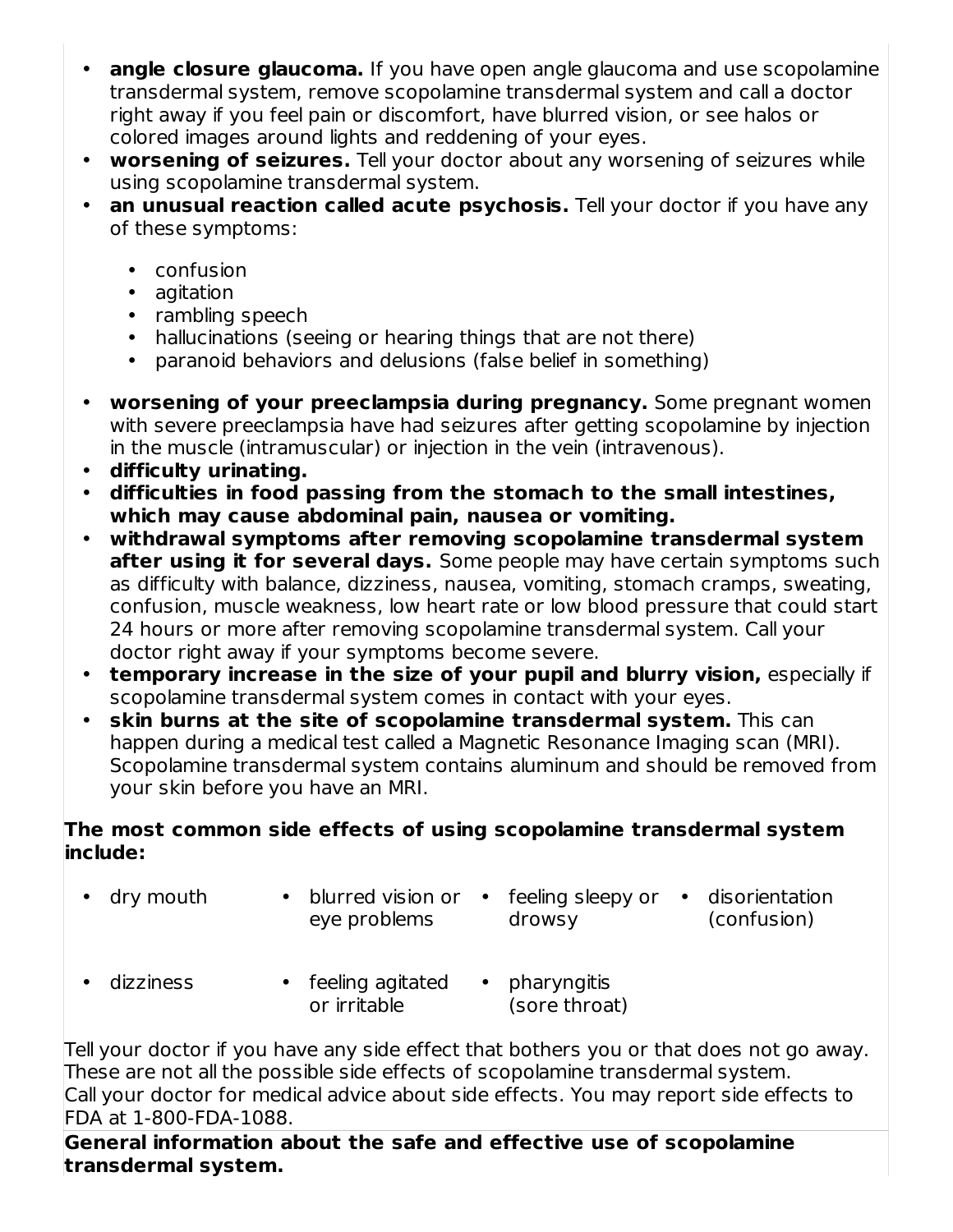- **angle closure glaucoma.** If you have open angle glaucoma and use scopolamine transdermal system, remove scopolamine transdermal system and call a doctor right away if you feel pain or discomfort, have blurred vision, or see halos or colored images around lights and reddening of your eyes.
- **worsening of seizures.** Tell your doctor about any worsening of seizures while using scopolamine transdermal system.
- **an unusual reaction called acute psychosis.** Tell your doctor if you have any of these symptoms:
  - confusion
  - agitation
  - rambling speech
  - hallucinations (seeing or hearing things that are not there)
  - paranoid behaviors and delusions (false belief in something)
- **worsening of your preeclampsia during pregnancy.** Some pregnant women with severe preeclampsia have had seizures after getting scopolamine by injection in the muscle (intramuscular) or injection in the vein (intravenous).
- **difficulty urinating.**
- **difficulties in food passing from the stomach to the small intestines, which may cause abdominal pain, nausea or vomiting.**
- **withdrawal symptoms after removing scopolamine transdermal system after using it for several days.** Some people may have certain symptoms such as difficulty with balance, dizziness, nausea, vomiting, stomach cramps, sweating, confusion, muscle weakness, low heart rate or low blood pressure that could start 24 hours or more after removing scopolamine transdermal system. Call your doctor right away if your symptoms become severe.
- **temporary increase in the size of your pupil and blurry vision,** especially if scopolamine transdermal system comes in contact with your eyes.
- **skin burns at the site of scopolamine transdermal system.** This can happen during a medical test called a Magnetic Resonance Imaging scan (MRI). Scopolamine transdermal system contains aluminum and should be removed from your skin before you have an MRI.

**The most common side effects of using scopolamine transdermal system include:**

- dry mouth
- blurred vision or eye problems
- feeling sleepy or drowsy
- disorientation (confusion)
- dizziness
- feeling agitated or irritable
- pharyngitis (sore throat)

Tell your doctor if you have any side effect that bothers you or that does not go away. These are not all the possible side effects of scopolamine transdermal system.
Call your doctor for medical advice about side effects. You may report side effects to FDA at 1-800-FDA-1088.

**General information about the safe and effective use of scopolamine transdermal system.**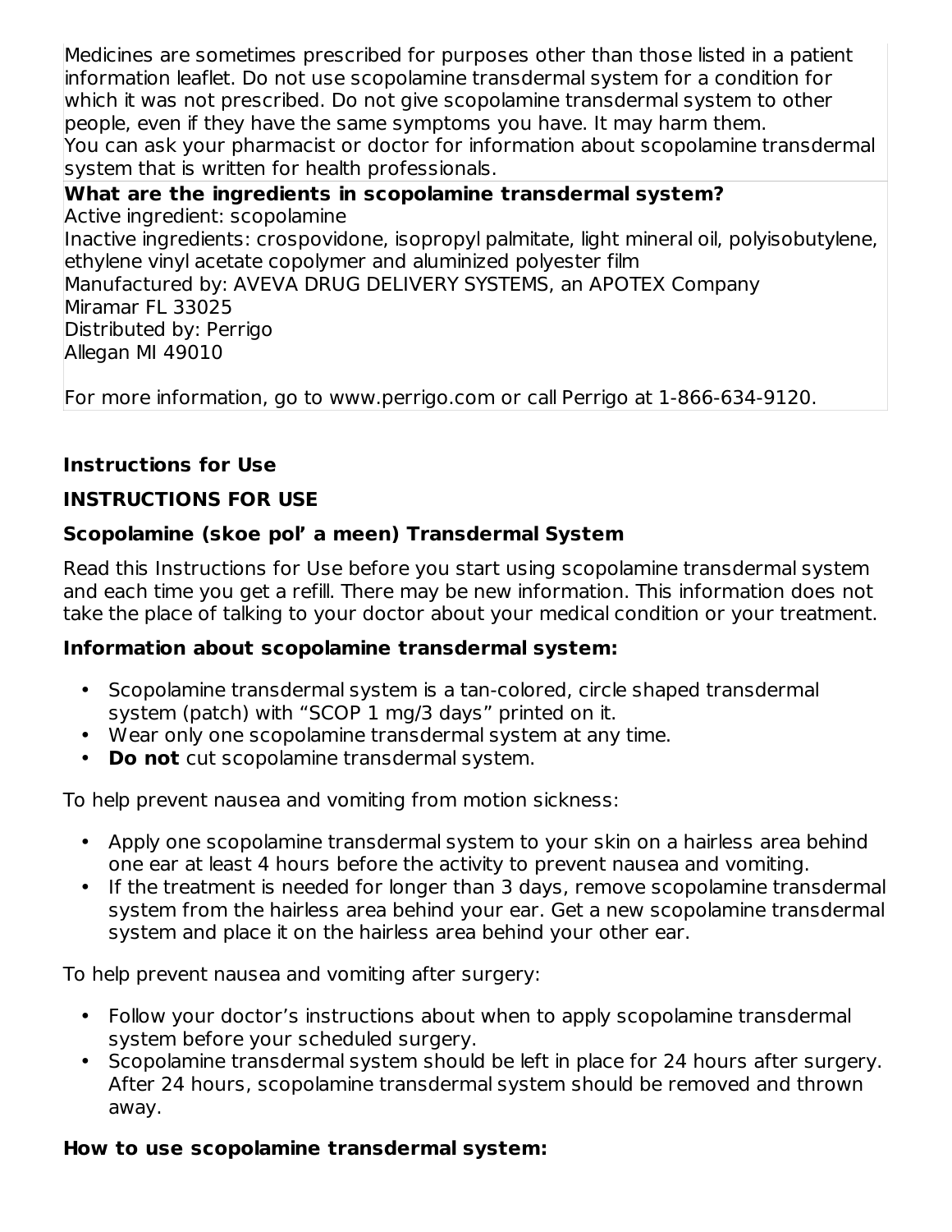Medicines are sometimes prescribed for purposes other than those listed in a patient information leaflet. Do not use scopolamine transdermal system for a condition for which it was not prescribed. Do not give scopolamine transdermal system to other people, even if they have the same symptoms you have. It may harm them.
You can ask your pharmacist or doctor for information about scopolamine transdermal system that is written for health professionals.

**What are the ingredients in scopolamine transdermal system?**
Active ingredient: scopolamine
Inactive ingredients: crospovidone, isopropyl palmitate, light mineral oil, polyisobutylene, ethylene vinyl acetate copolymer and aluminized polyester film
Manufactured by: AVEVA DRUG DELIVERY SYSTEMS, an APOTEX Company
Miramar FL 33025
Distributed by: Perrigo
Allegan MI 49010

For more information, go to www.perrigo.com or call Perrigo at 1-866-634-9120.

## Instructions for Use

## INSTRUCTIONS FOR USE

### Scopolamine (skoe pol' a meen) Transdermal System

Read this Instructions for Use before you start using scopolamine transdermal system and each time you get a refill. There may be new information. This information does not take the place of talking to your doctor about your medical condition or your treatment.

**Information about scopolamine transdermal system:**

- Scopolamine transdermal system is a tan-colored, circle shaped transdermal system (patch) with "SCOP 1 mg/3 days" printed on it.
- Wear only one scopolamine transdermal system at any time.
- **Do not** cut scopolamine transdermal system.

To help prevent nausea and vomiting from motion sickness:

- Apply one scopolamine transdermal system to your skin on a hairless area behind one ear at least 4 hours before the activity to prevent nausea and vomiting.
- If the treatment is needed for longer than 3 days, remove scopolamine transdermal system from the hairless area behind your ear. Get a new scopolamine transdermal system and place it on the hairless area behind your other ear.

To help prevent nausea and vomiting after surgery:

- Follow your doctor's instructions about when to apply scopolamine transdermal system before your scheduled surgery.
- Scopolamine transdermal system should be left in place for 24 hours after surgery. After 24 hours, scopolamine transdermal system should be removed and thrown away.

**How to use scopolamine transdermal system:**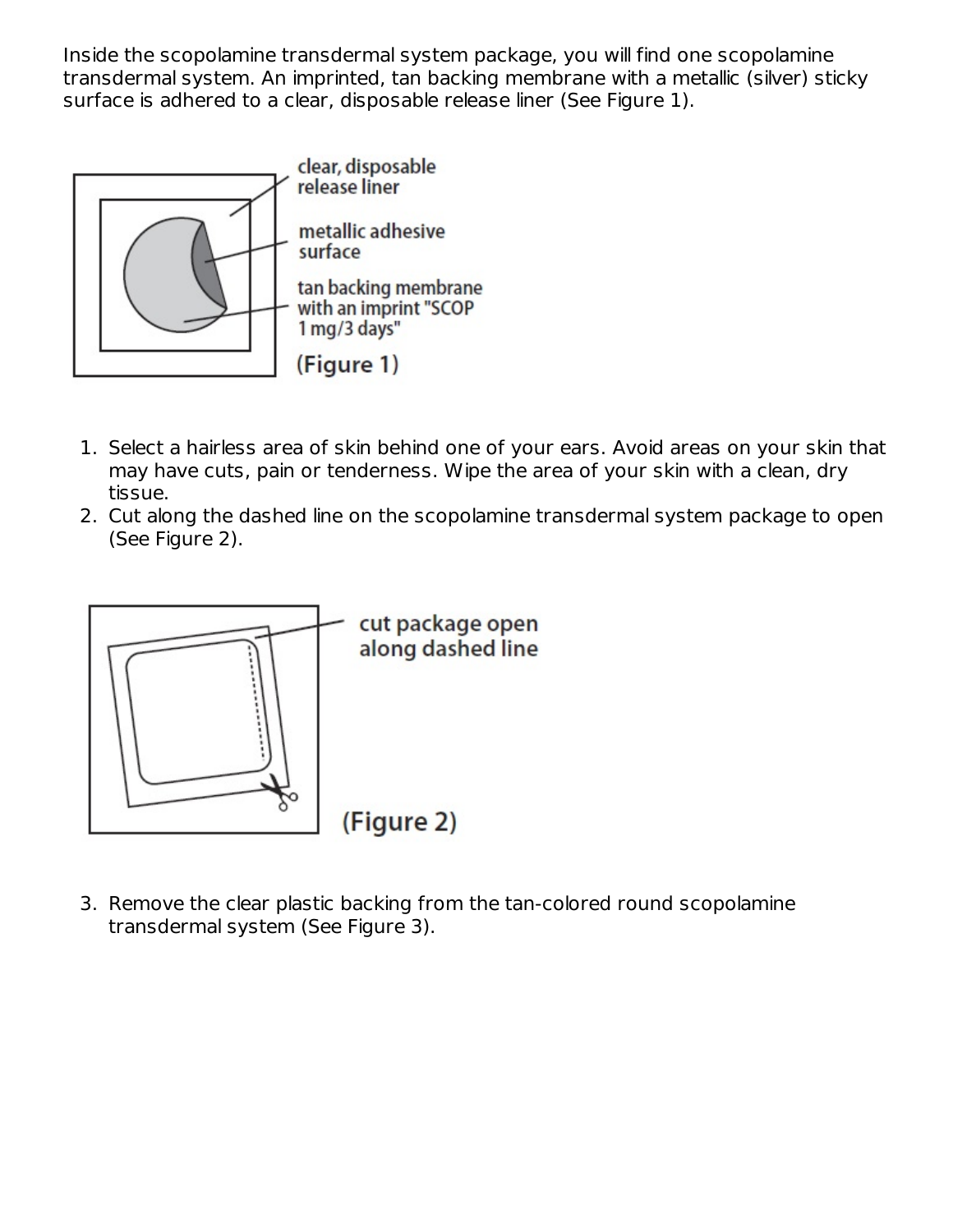Inside the scopolamine transdermal system package, you will find one scopolamine transdermal system. An imprinted, tan backing membrane with a metallic (silver) sticky surface is adhered to a clear, disposable release liner (See Figure 1).

clear, disposable release liner

metallic adhesive surface

tan backing membrane with an imprint "SCOP 1 mg/3 days"

(Figure 1)

1. Select a hairless area of skin behind one of your ears. Avoid areas on your skin that may have cuts, pain or tenderness. Wipe the area of your skin with a clean, dry tissue.
2. Cut along the dashed line on the scopolamine transdermal system package to open (See Figure 2).

cut package open along dashed line

(Figure 2)

3. Remove the clear plastic backing from the tan-colored round scopolamine transdermal system (See Figure 3).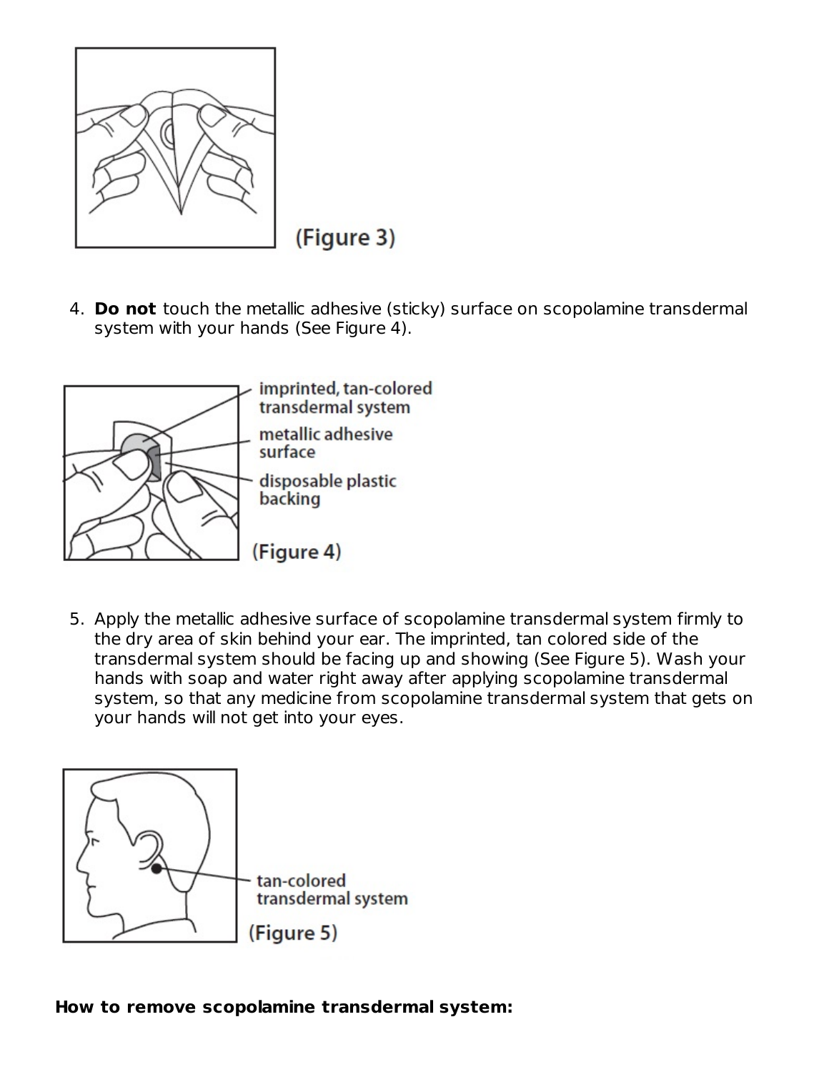(Figure 3)

4. **Do not** touch the metallic adhesive (sticky) surface on scopolamine transdermal system with your hands (See Figure 4).

imprinted, tan-colored transdermal system

metallic adhesive surface

disposable plastic backing

(Figure 4)

5. Apply the metallic adhesive surface of scopolamine transdermal system firmly to the dry area of skin behind your ear. The imprinted, tan colored side of the transdermal system should be facing up and showing (See Figure 5). Wash your hands with soap and water right away after applying scopolamine transdermal system, so that any medicine from scopolamine transdermal system that gets on your hands will not get into your eyes.

tan-colored transdermal system

(Figure 5)

**How to remove scopolamine transdermal system:**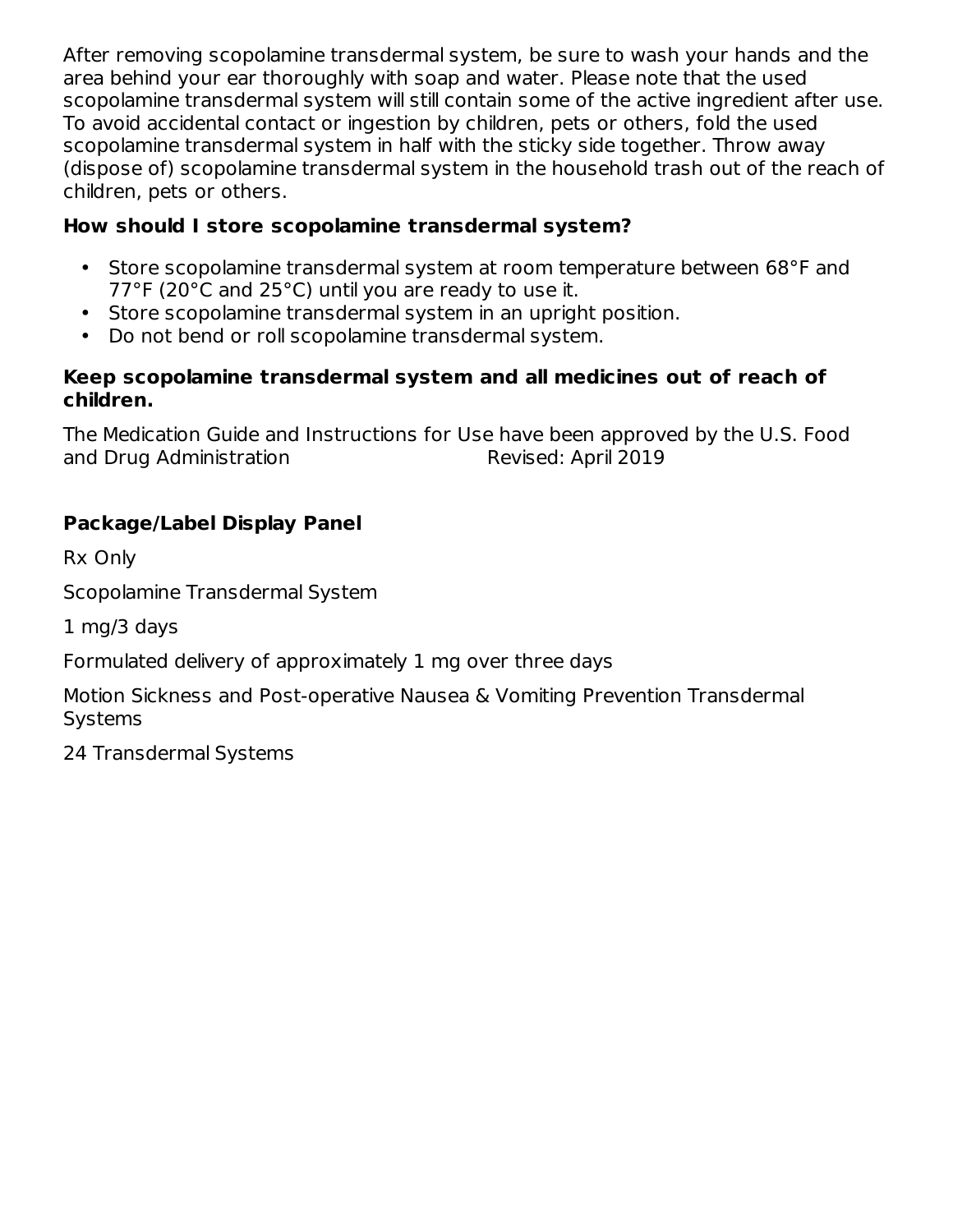After removing scopolamine transdermal system, be sure to wash your hands and the area behind your ear thoroughly with soap and water. Please note that the used scopolamine transdermal system will still contain some of the active ingredient after use. To avoid accidental contact or ingestion by children, pets or others, fold the used scopolamine transdermal system in half with the sticky side together. Throw away (dispose of) scopolamine transdermal system in the household trash out of the reach of children, pets or others.

**How should I store scopolamine transdermal system?**

- Store scopolamine transdermal system at room temperature between 68°F and 77°F (20°C and 25°C) until you are ready to use it.
- Store scopolamine transdermal system in an upright position.
- Do not bend or roll scopolamine transdermal system.

**Keep scopolamine transdermal system and all medicines out of reach of children.**

The Medication Guide and Instructions for Use have been approved by the U.S. Food and Drug Administration Revised: April 2019

**Package/Label Display Panel**

Rx Only

Scopolamine Transdermal System

1 mg/3 days

Formulated delivery of approximately 1 mg over three days

Motion Sickness and Post-operative Nausea & Vomiting Prevention Transdermal Systems

24 Transdermal Systems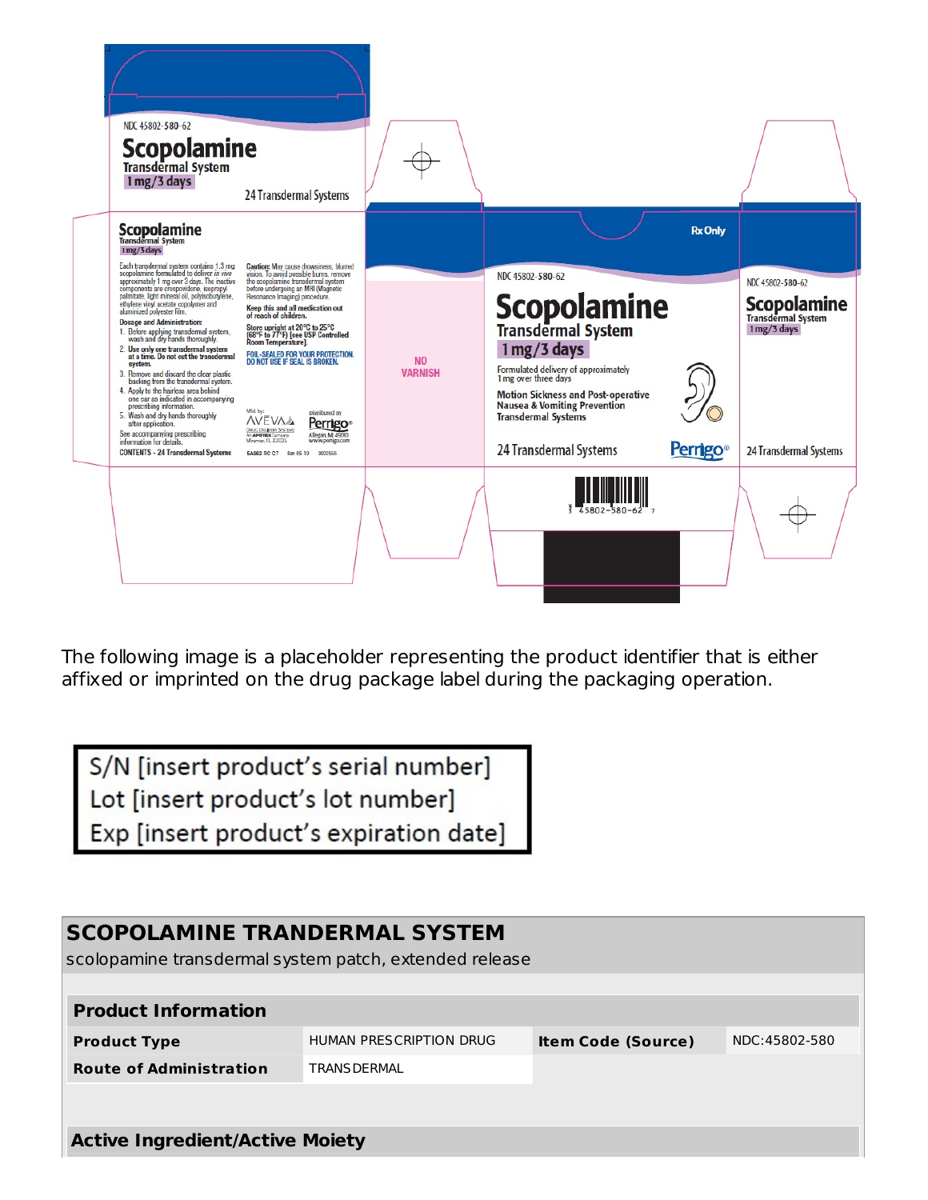NDC 45802-580-62

# Scopolamine

Transdermal System

**1 mg/3 days**

24 Transdermal Systems

**Scopolamine**
Transdermal System
1 mg/3 days

Each transdermal system contains 1.3 mg scopolamine formulated to deliver *in vivo* approximately 1 mg over 3 days. The inactive components are crospovidone, isopropyl palmitate, light mineral oil, polyisobutylene, ethylene vinyl acetate copolymer and aluminized polyester film.

**Dosage and Administration:**

1. Before applying transdermal system, wash and dry hands thoroughly.
2. Use only one transdermal system at a time. Do not cut the transdermal system.
3. Remove and discard the clear plastic backing from the transdermal system.
4. Apply to the hairless area behind one ear as indicated in accompanying prescribing information.
5. Wash and dry hands thoroughly after application.

See accompanying prescribing information for details.

CONTENTS - 24 Transdermal Systems

**Caution:** May cause drowsiness, blurred vision. To avoid possible burns, remove the scopolamine transdermal system before undergoing an MRI (Magnetic Resonance Imaging) procedure.

**Keep this and all medication out of reach of children.**

**Store upright at 20°C to 25°C (68°F to 77°F) [see USP Controlled Room Temperature].**

FOIL-SEALED FOR YOUR PROTECTION. DO NOT USE IF SEAL IS BROKEN.

Mfd. by: AVEVA Drug Delivery Systems, An APOTEX Company, Miramar, FL 33025

Distributed by Perrigo® Allegan, MI 49010 www.perrigo.com

5A662 RC C7 Rev 05-19 3002556

NO VARNISH

Rx Only

NDC 45802-580-62

# Scopolamine

Transdermal System

**1 mg/3 days**

Formulated delivery of approximately 1 mg over three days

Motion Sickness and Post-operative Nausea & Vomiting Prevention Transdermal Systems

24 Transdermal Systems

Perrigo®

3 45802-580-62 7

NDC 45802-580-62

**Scopolamine**
Transdermal System
1 mg/3 days

24 Transdermal Systems

The following image is a placeholder representing the product identifier that is either affixed or imprinted on the drug package label during the packaging operation.

S/N [insert product's serial number]
Lot [insert product's lot number]
Exp [insert product's expiration date]

## SCOPOLAMINE TRANDERMAL SYSTEM

scolopamine transdermal system patch, extended release

| Product Information | | | |
|---|---|---|---|
| **Product Type** | HUMAN PRESCRIPTION DRUG | **Item Code (Source)** | NDC:45802-580 |
| **Route of Administration** | TRANSDERMAL | | |

**Active Ingredient/Active Moiety**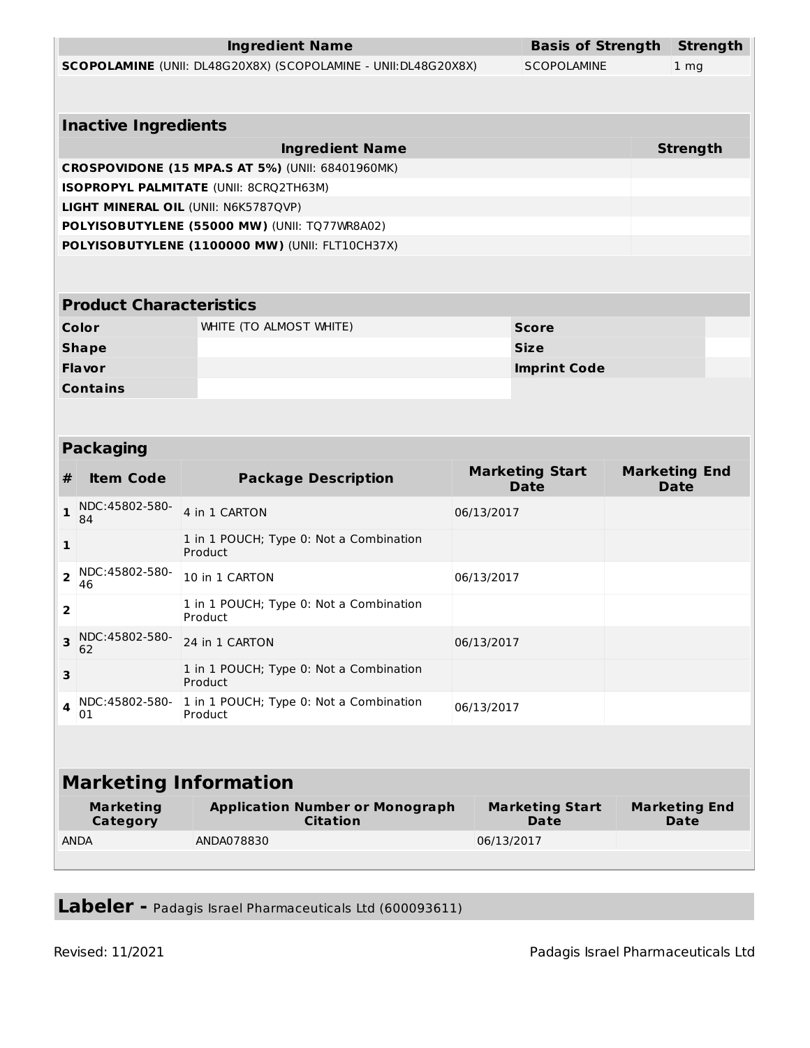| Ingredient Name | Basis of Strength | Strength |
| --- | --- | --- |
| **SCOPOLAMINE** (UNII: DL48G20X8X) (SCOPOLAMINE - UNII:DL48G20X8X) | SCOPOLAMINE | 1 mg |

| Inactive Ingredients | |
| --- | --- |
| **Ingredient Name** | **Strength** |
| **CROSPOVIDONE (15 MPA.S AT 5%)** (UNII: 68401960MK) | |
| **ISOPROPYL PALMITATE** (UNII: 8CRQ2TH63M) | |
| **LIGHT MINERAL OIL** (UNII: N6K5787QVP) | |
| **POLYISOBUTYLENE (55000 MW)** (UNII: TQ77WR8A02) | |
| **POLYISOBUTYLENE (1100000 MW)** (UNII: FLT10CH37X) | |

| Product Characteristics | | | |
| --- | --- | --- | --- |
| **Color** | WHITE (TO ALMOST WHITE) | **Score** | |
| **Shape** | | **Size** | |
| **Flavor** | | **Imprint Code** | |
| **Contains** | | | |

## Packaging

| # | Item Code | Package Description | Marketing Start Date | Marketing End Date |
| --- | --- | --- | --- | --- |
| 1 | NDC:45802-580-84 | 4 in 1 CARTON | 06/13/2017 | |
| 1 | | 1 in 1 POUCH; Type 0: Not a Combination Product | | |
| 2 | NDC:45802-580-46 | 10 in 1 CARTON | 06/13/2017 | |
| 2 | | 1 in 1 POUCH; Type 0: Not a Combination Product | | |
| 3 | NDC:45802-580-62 | 24 in 1 CARTON | 06/13/2017 | |
| 3 | | 1 in 1 POUCH; Type 0: Not a Combination Product | | |
| 4 | NDC:45802-580-01 | 1 in 1 POUCH; Type 0: Not a Combination Product | 06/13/2017 | |

## Marketing Information

| Marketing Category | Application Number or Monograph Citation | Marketing Start Date | Marketing End Date |
| --- | --- | --- | --- |
| ANDA | ANDA078830 | 06/13/2017 | |

## Labeler - Padagis Israel Pharmaceuticals Ltd (600093611)

Revised: 11/2021

Padagis Israel Pharmaceuticals Ltd